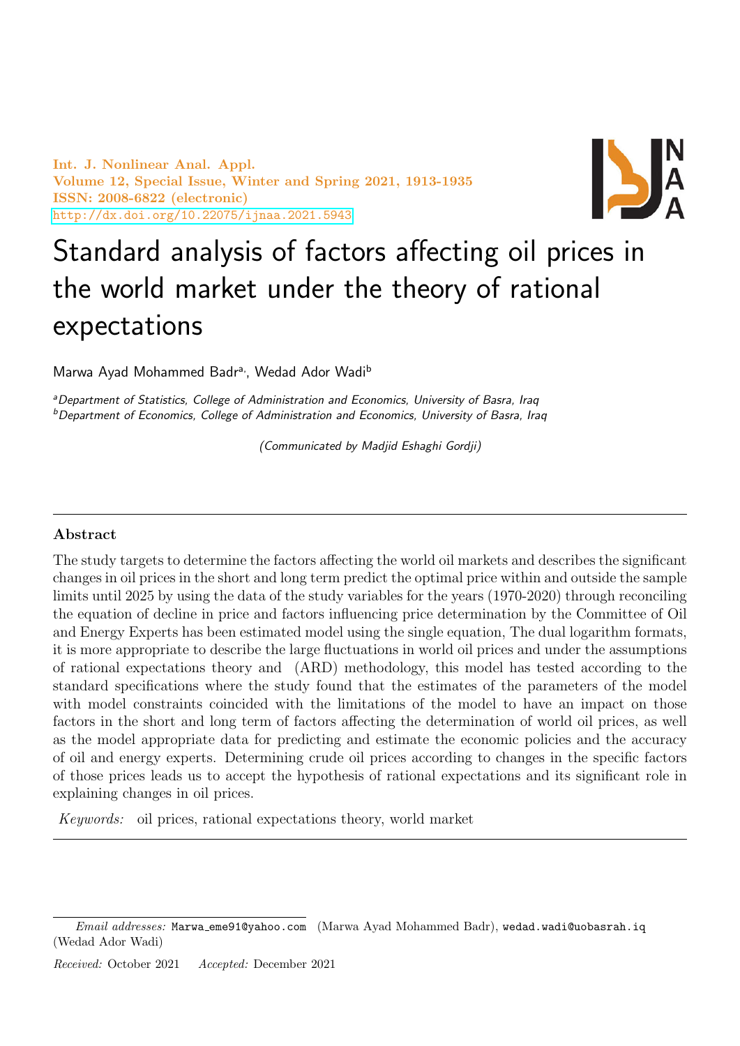# Standard analysis of factors affecting oil prices in the world market under the theory of rational expectations

Marwa Ayad Mohammed Badr[a], Wedad Ador Wadi[b]

[a]*Department of Statistics, College of Administration and Economics, University of Basra, Iraq*
[b]*Department of Economics, College of Administration and Economics, University of Basra, Iraq*

*(Communicated by Madjid Eshaghi Gordji)*

---

**Abstract**

The study targets to determine the factors affecting the world oil markets and describes the significant changes in oil prices in the short and long term predict the optimal price within and outside the sample limits until 2025 by using the data of the study variables for the years (1970-2020) through reconciling the equation of decline in price and factors influencing price determination by the Committee of Oil and Energy Experts has been estimated model using the single equation, The dual logarithm formats, it is more appropriate to describe the large fluctuations in world oil prices and under the assumptions of rational expectations theory and (ARD) methodology, this model has tested according to the standard specifications where the study found that the estimates of the parameters of the model with model constraints coincided with the limitations of the model to have an impact on those factors in the short and long term of factors affecting the determination of world oil prices, as well as the model appropriate data for predicting and estimate the economic policies and the accuracy of oil and energy experts. Determining crude oil prices according to changes in the specific factors of those prices leads us to accept the hypothesis of rational expectations and its significant role in explaining changes in oil prices.

*Keywords:* oil prices, rational expectations theory, world market

---

*Email addresses:* Marwa_eme91@yahoo.com (Marwa Ayad Mohammed Badr), wedad.wadi@uobasrah.iq (Wedad Ador Wadi)

*Received:* October 2021 *Accepted:* December 2021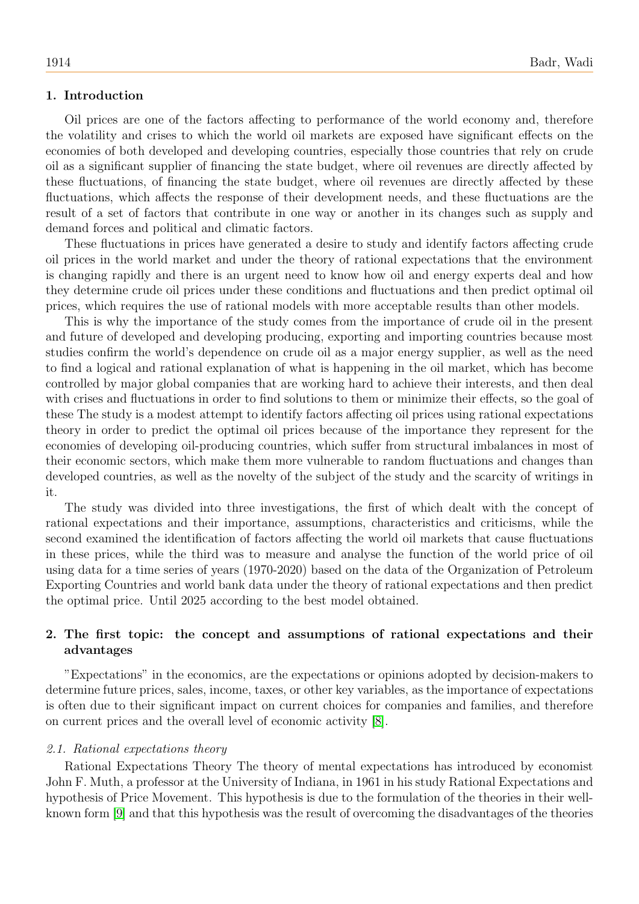## 1. Introduction

Oil prices are one of the factors affecting to performance of the world economy and, therefore the volatility and crises to which the world oil markets are exposed have significant effects on the economies of both developed and developing countries, especially those countries that rely on crude oil as a significant supplier of financing the state budget, where oil revenues are directly affected by these fluctuations, of financing the state budget, where oil revenues are directly affected by these fluctuations, which affects the response of their development needs, and these fluctuations are the result of a set of factors that contribute in one way or another in its changes such as supply and demand forces and political and climatic factors.

These fluctuations in prices have generated a desire to study and identify factors affecting crude oil prices in the world market and under the theory of rational expectations that the environment is changing rapidly and there is an urgent need to know how oil and energy experts deal and how they determine crude oil prices under these conditions and fluctuations and then predict optimal oil prices, which requires the use of rational models with more acceptable results than other models.

This is why the importance of the study comes from the importance of crude oil in the present and future of developed and developing producing, exporting and importing countries because most studies confirm the world's dependence on crude oil as a major energy supplier, as well as the need to find a logical and rational explanation of what is happening in the oil market, which has become controlled by major global companies that are working hard to achieve their interests, and then deal with crises and fluctuations in order to find solutions to them or minimize their effects, so the goal of these The study is a modest attempt to identify factors affecting oil prices using rational expectations theory in order to predict the optimal oil prices because of the importance they represent for the economies of developing oil-producing countries, which suffer from structural imbalances in most of their economic sectors, which make them more vulnerable to random fluctuations and changes than developed countries, as well as the novelty of the subject of the study and the scarcity of writings in it.

The study was divided into three investigations, the first of which dealt with the concept of rational expectations and their importance, assumptions, characteristics and criticisms, while the second examined the identification of factors affecting the world oil markets that cause fluctuations in these prices, while the third was to measure and analyse the function of the world price of oil using data for a time series of years (1970-2020) based on the data of the Organization of Petroleum Exporting Countries and world bank data under the theory of rational expectations and then predict the optimal price. Until 2025 according to the best model obtained.

## 2. The first topic: the concept and assumptions of rational expectations and their advantages

"Expectations" in the economics, are the expectations or opinions adopted by decision-makers to determine future prices, sales, income, taxes, or other key variables, as the importance of expectations is often due to their significant impact on current choices for companies and families, and therefore on current prices and the overall level of economic activity [8].

### *2.1. Rational expectations theory*

Rational Expectations Theory The theory of mental expectations has introduced by economist John F. Muth, a professor at the University of Indiana, in 1961 in his study Rational Expectations and hypothesis of Price Movement. This hypothesis is due to the formulation of the theories in their well-known form [9] and that this hypothesis was the result of overcoming the disadvantages of the theories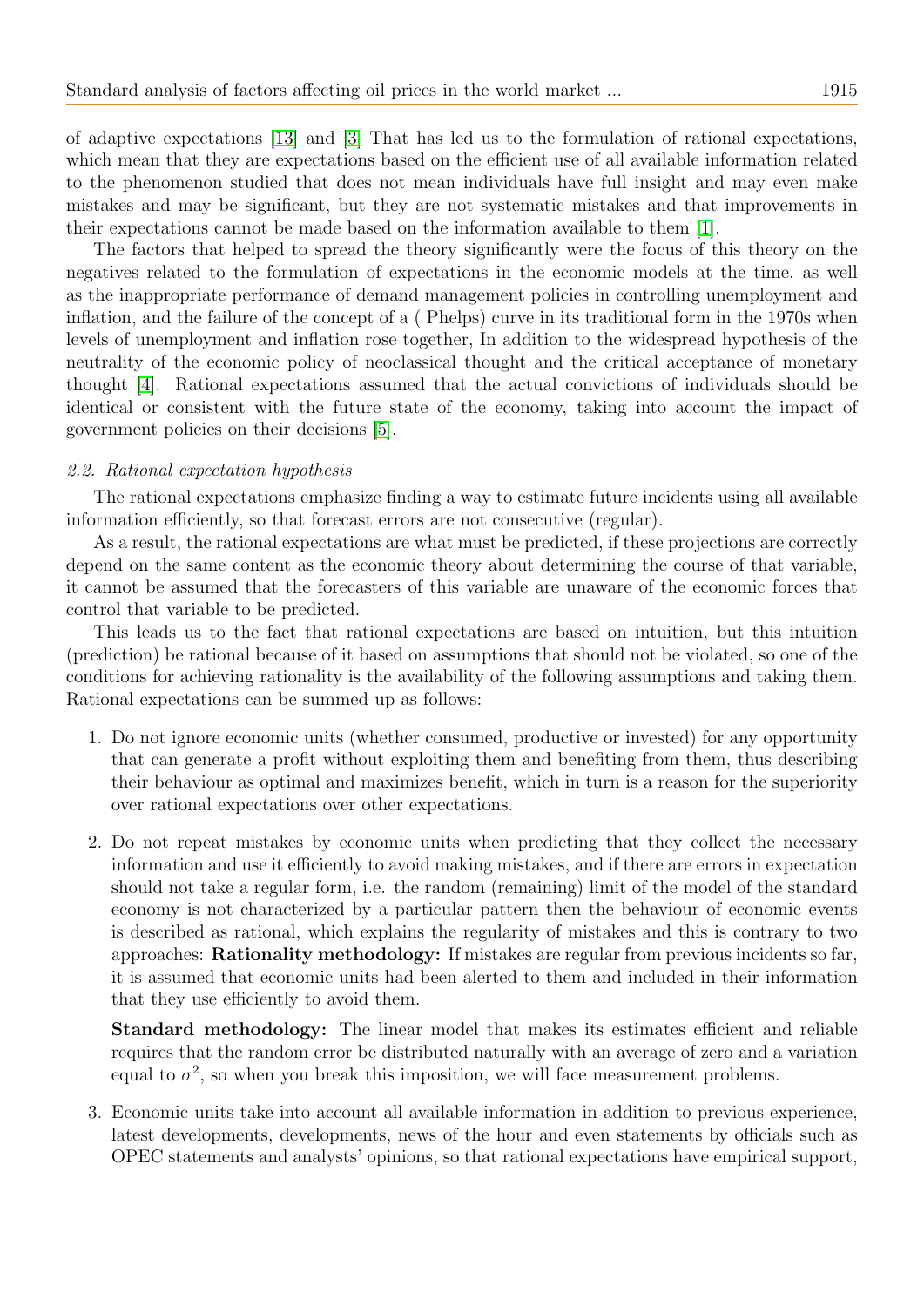of adaptive expectations [13] and [3] That has led us to the formulation of rational expectations, which mean that they are expectations based on the efficient use of all available information related to the phenomenon studied that does not mean individuals have full insight and may even make mistakes and may be significant, but they are not systematic mistakes and that improvements in their expectations cannot be made based on the information available to them [1].

The factors that helped to spread the theory significantly were the focus of this theory on the negatives related to the formulation of expectations in the economic models at the time, as well as the inappropriate performance of demand management policies in controlling unemployment and inflation, and the failure of the concept of a ( Phelps) curve in its traditional form in the 1970s when levels of unemployment and inflation rose together, In addition to the widespread hypothesis of the neutrality of the economic policy of neoclassical thought and the critical acceptance of monetary thought [4]. Rational expectations assumed that the actual convictions of individuals should be identical or consistent with the future state of the economy, taking into account the impact of government policies on their decisions [5].

### *2.2. Rational expectation hypothesis*

The rational expectations emphasize finding a way to estimate future incidents using all available information efficiently, so that forecast errors are not consecutive (regular).

As a result, the rational expectations are what must be predicted, if these projections are correctly depend on the same content as the economic theory about determining the course of that variable, it cannot be assumed that the forecasters of this variable are unaware of the economic forces that control that variable to be predicted.

This leads us to the fact that rational expectations are based on intuition, but this intuition (prediction) be rational because of it based on assumptions that should not be violated, so one of the conditions for achieving rationality is the availability of the following assumptions and taking them. Rational expectations can be summed up as follows:

1. Do not ignore economic units (whether consumed, productive or invested) for any opportunity that can generate a profit without exploiting them and benefiting from them, thus describing their behaviour as optimal and maximizes benefit, which in turn is a reason for the superiority over rational expectations over other expectations.

2. Do not repeat mistakes by economic units when predicting that they collect the necessary information and use it efficiently to avoid making mistakes, and if there are errors in expectation should not take a regular form, i.e. the random (remaining) limit of the model of the standard economy is not characterized by a particular pattern then the behaviour of economic events is described as rational, which explains the regularity of mistakes and this is contrary to two approaches: **Rationality methodology:** If mistakes are regular from previous incidents so far, it is assumed that economic units had been alerted to them and included in their information that they use efficiently to avoid them.

   **Standard methodology:** The linear model that makes its estimates efficient and reliable requires that the random error be distributed naturally with an average of zero and a variation equal to $\sigma^2$, so when you break this imposition, we will face measurement problems.

3. Economic units take into account all available information in addition to previous experience, latest developments, developments, news of the hour and even statements by officials such as OPEC statements and analysts' opinions, so that rational expectations have empirical support,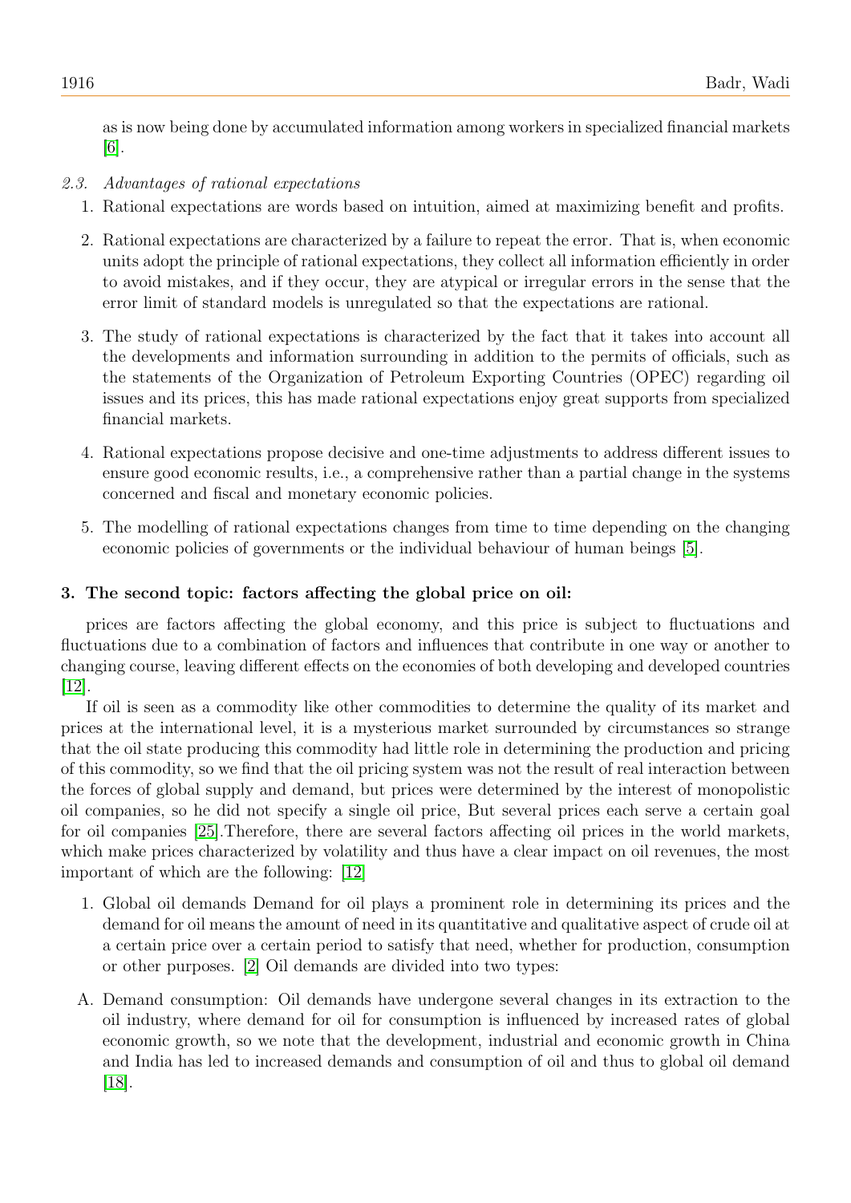as is now being done by accumulated information among workers in specialized financial markets [6].

### *2.3. Advantages of rational expectations*

1. Rational expectations are words based on intuition, aimed at maximizing benefit and profits.
2. Rational expectations are characterized by a failure to repeat the error. That is, when economic units adopt the principle of rational expectations, they collect all information efficiently in order to avoid mistakes, and if they occur, they are atypical or irregular errors in the sense that the error limit of standard models is unregulated so that the expectations are rational.
3. The study of rational expectations is characterized by the fact that it takes into account all the developments and information surrounding in addition to the permits of officials, such as the statements of the Organization of Petroleum Exporting Countries (OPEC) regarding oil issues and its prices, this has made rational expectations enjoy great supports from specialized financial markets.
4. Rational expectations propose decisive and one-time adjustments to address different issues to ensure good economic results, i.e., a comprehensive rather than a partial change in the systems concerned and fiscal and monetary economic policies.
5. The modelling of rational expectations changes from time to time depending on the changing economic policies of governments or the individual behaviour of human beings [5].

## 3. The second topic: factors affecting the global price on oil:

prices are factors affecting the global economy, and this price is subject to fluctuations and fluctuations due to a combination of factors and influences that contribute in one way or another to changing course, leaving different effects on the economies of both developing and developed countries [12].

If oil is seen as a commodity like other commodities to determine the quality of its market and prices at the international level, it is a mysterious market surrounded by circumstances so strange that the oil state producing this commodity had little role in determining the production and pricing of this commodity, so we find that the oil pricing system was not the result of real interaction between the forces of global supply and demand, but prices were determined by the interest of monopolistic oil companies, so he did not specify a single oil price, But several prices each serve a certain goal for oil companies [25].Therefore, there are several factors affecting oil prices in the world markets, which make prices characterized by volatility and thus have a clear impact on oil revenues, the most important of which are the following: [12]

1. Global oil demands Demand for oil plays a prominent role in determining its prices and the demand for oil means the amount of need in its quantitative and qualitative aspect of crude oil at a certain price over a certain period to satisfy that need, whether for production, consumption or other purposes. [2] Oil demands are divided into two types:

A. Demand consumption: Oil demands have undergone several changes in its extraction to the oil industry, where demand for oil for consumption is influenced by increased rates of global economic growth, so we note that the development, industrial and economic growth in China and India has led to increased demands and consumption of oil and thus to global oil demand [18].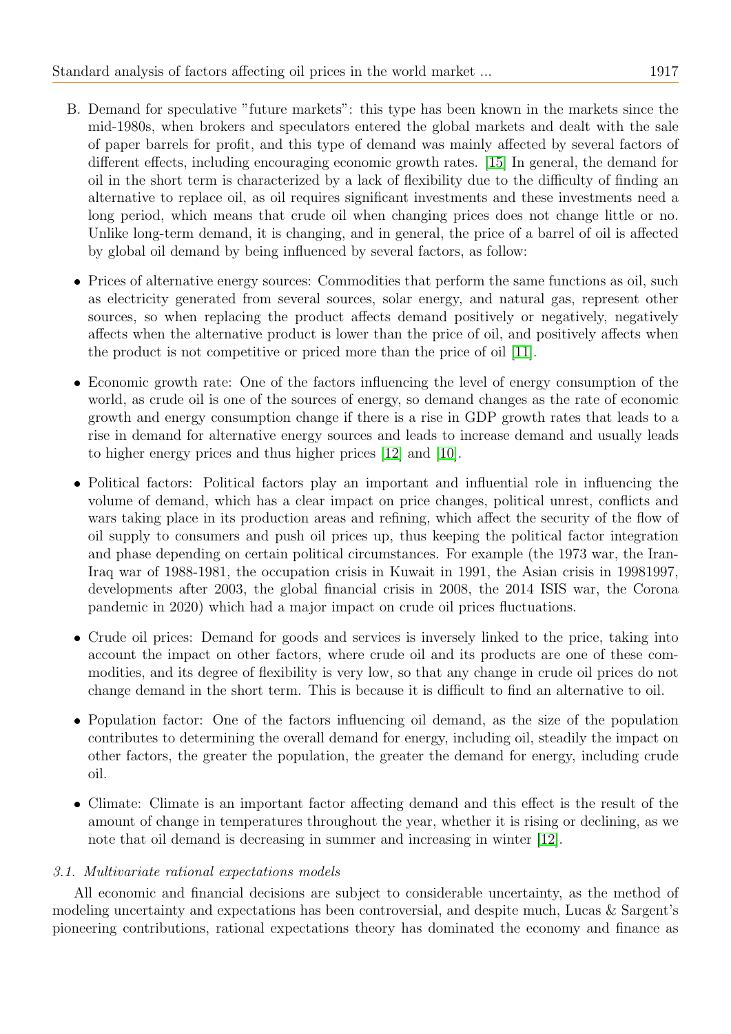B. Demand for speculative "future markets": this type has been known in the markets since the mid-1980s, when brokers and speculators entered the global markets and dealt with the sale of paper barrels for profit, and this type of demand was mainly affected by several factors of different effects, including encouraging economic growth rates. [15] In general, the demand for oil in the short term is characterized by a lack of flexibility due to the difficulty of finding an alternative to replace oil, as oil requires significant investments and these investments need a long period, which means that crude oil when changing prices does not change little or no. Unlike long-term demand, it is changing, and in general, the price of a barrel of oil is affected by global oil demand by being influenced by several factors, as follow:

- Prices of alternative energy sources: Commodities that perform the same functions as oil, such as electricity generated from several sources, solar energy, and natural gas, represent other sources, so when replacing the product affects demand positively or negatively, negatively affects when the alternative product is lower than the price of oil, and positively affects when the product is not competitive or priced more than the price of oil [11].

- Economic growth rate: One of the factors influencing the level of energy consumption of the world, as crude oil is one of the sources of energy, so demand changes as the rate of economic growth and energy consumption change if there is a rise in GDP growth rates that leads to a rise in demand for alternative energy sources and leads to increase demand and usually leads to higher energy prices and thus higher prices [12] and [10].

- Political factors: Political factors play an important and influential role in influencing the volume of demand, which has a clear impact on price changes, political unrest, conflicts and wars taking place in its production areas and refining, which affect the security of the flow of oil supply to consumers and push oil prices up, thus keeping the political factor integration and phase depending on certain political circumstances. For example (the 1973 war, the Iran-Iraq war of 1988-1981, the occupation crisis in Kuwait in 1991, the Asian crisis in 19981997, developments after 2003, the global financial crisis in 2008, the 2014 ISIS war, the Corona pandemic in 2020) which had a major impact on crude oil prices fluctuations.

- Crude oil prices: Demand for goods and services is inversely linked to the price, taking into account the impact on other factors, where crude oil and its products are one of these commodities, and its degree of flexibility is very low, so that any change in crude oil prices do not change demand in the short term. This is because it is difficult to find an alternative to oil.

- Population factor: One of the factors influencing oil demand, as the size of the population contributes to determining the overall demand for energy, including oil, steadily the impact on other factors, the greater the population, the greater the demand for energy, including crude oil.

- Climate: Climate is an important factor affecting demand and this effect is the result of the amount of change in temperatures throughout the year, whether it is rising or declining, as we note that oil demand is decreasing in summer and increasing in winter [12].

### *3.1. Multivariate rational expectations models*

All economic and financial decisions are subject to considerable uncertainty, as the method of modeling uncertainty and expectations has been controversial, and despite much, Lucas & Sargent's pioneering contributions, rational expectations theory has dominated the economy and finance as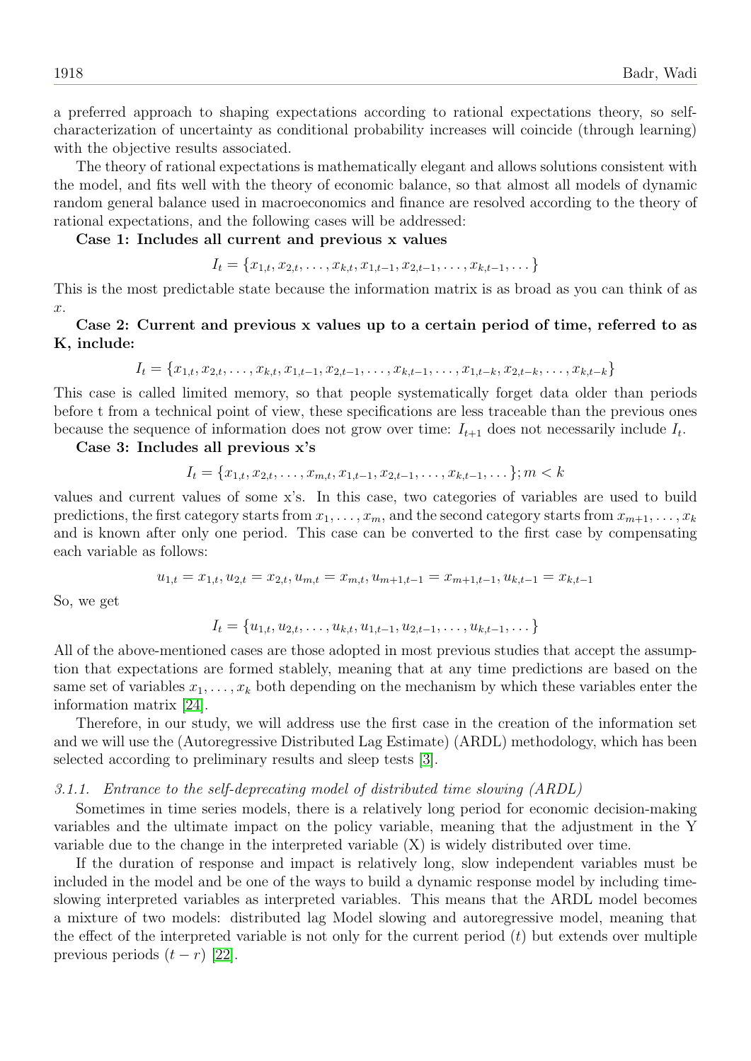a preferred approach to shaping expectations according to rational expectations theory, so self-characterization of uncertainty as conditional probability increases will coincide (through learning) with the objective results associated.

The theory of rational expectations is mathematically elegant and allows solutions consistent with the model, and fits well with the theory of economic balance, so that almost all models of dynamic random general balance used in macroeconomics and finance are resolved according to the theory of rational expectations, and the following cases will be addressed:

**Case 1: Includes all current and previous x values**

$$I_t = \{x_{1,t}, x_{2,t}, \ldots, x_{k,t}, x_{1,t-1}, x_{2,t-1}, \ldots, x_{k,t-1}, \ldots\}$$

This is the most predictable state because the information matrix is as broad as you can think of as $x$.

**Case 2: Current and previous x values up to a certain period of time, referred to as K, include:**

$$I_t = \{x_{1,t}, x_{2,t}, \ldots, x_{k,t}, x_{1,t-1}, x_{2,t-1}, \ldots, x_{k,t-1}, \ldots, x_{1,t-k}, x_{2,t-k}, \ldots, x_{k,t-k}\}$$

This case is called limited memory, so that people systematically forget data older than periods before t from a technical point of view, these specifications are less traceable than the previous ones because the sequence of information does not grow over time: $I_{t+1}$ does not necessarily include $I_t$.

**Case 3: Includes all previous x's**

$$I_t = \{x_{1,t}, x_{2,t}, \ldots, x_{m,t}, x_{1,t-1}, x_{2,t-1}, \ldots, x_{k,t-1}, \ldots\}; m < k$$

values and current values of some x's. In this case, two categories of variables are used to build predictions, the first category starts from $x_1, \ldots, x_m$, and the second category starts from $x_{m+1}, \ldots, x_k$ and is known after only one period. This case can be converted to the first case by compensating each variable as follows:

$$u_{1,t} = x_{1,t}, u_{2,t} = x_{2,t}, u_{m,t} = x_{m,t}, u_{m+1,t-1} = x_{m+1,t-1}, u_{k,t-1} = x_{k,t-1}$$

So, we get

$$I_t = \{u_{1,t}, u_{2,t}, \ldots, u_{k,t}, u_{1,t-1}, u_{2,t-1}, \ldots, u_{k,t-1}, \ldots\}$$

All of the above-mentioned cases are those adopted in most previous studies that accept the assumption that expectations are formed stablely, meaning that at any time predictions are based on the same set of variables $x_1, \ldots, x_k$ both depending on the mechanism by which these variables enter the information matrix [24].

Therefore, in our study, we will address use the first case in the creation of the information set and we will use the (Autoregressive Distributed Lag Estimate) (ARDL) methodology, which has been selected according to preliminary results and sleep tests [3].

#### *3.1.1. Entrance to the self-deprecating model of distributed time slowing (ARDL)*

Sometimes in time series models, there is a relatively long period for economic decision-making variables and the ultimate impact on the policy variable, meaning that the adjustment in the Y variable due to the change in the interpreted variable (X) is widely distributed over time.

If the duration of response and impact is relatively long, slow independent variables must be included in the model and be one of the ways to build a dynamic response model by including time-slowing interpreted variables as interpreted variables. This means that the ARDL model becomes a mixture of two models: distributed lag Model slowing and autoregressive model, meaning that the effect of the interpreted variable is not only for the current period $(t)$ but extends over multiple previous periods $(t - r)$ [22].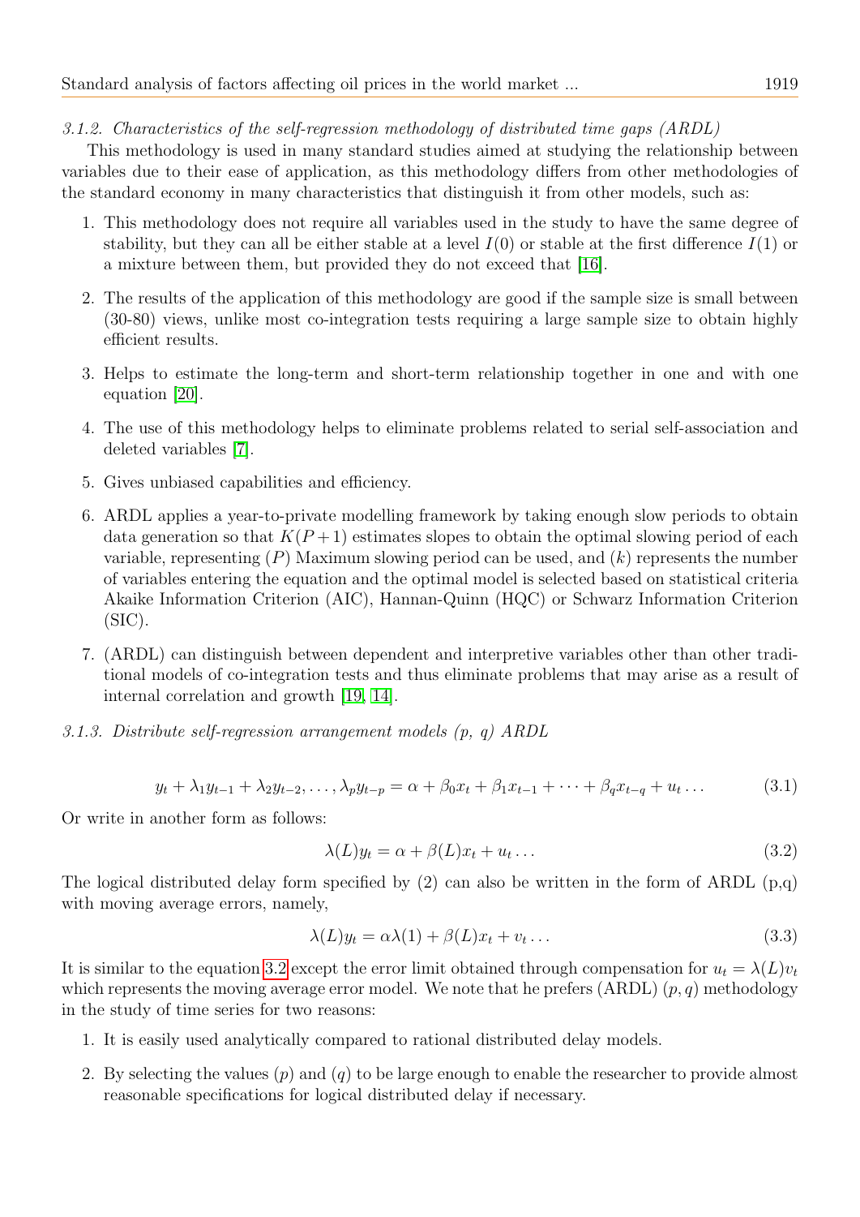*3.1.2. Characteristics of the self-regression methodology of distributed time gaps (ARDL)*

This methodology is used in many standard studies aimed at studying the relationship between variables due to their ease of application, as this methodology differs from other methodologies of the standard economy in many characteristics that distinguish it from other models, such as:

1. This methodology does not require all variables used in the study to have the same degree of stability, but they can all be either stable at a level $I(0)$ or stable at the first difference $I(1)$ or a mixture between them, but provided they do not exceed that [16].
2. The results of the application of this methodology are good if the sample size is small between (30-80) views, unlike most co-integration tests requiring a large sample size to obtain highly efficient results.
3. Helps to estimate the long-term and short-term relationship together in one and with one equation [20].
4. The use of this methodology helps to eliminate problems related to serial self-association and deleted variables [7].
5. Gives unbiased capabilities and efficiency.
6. ARDL applies a year-to-private modelling framework by taking enough slow periods to obtain data generation so that $K(P+1)$ estimates slopes to obtain the optimal slowing period of each variable, representing $(P)$ Maximum slowing period can be used, and $(k)$ represents the number of variables entering the equation and the optimal model is selected based on statistical criteria Akaike Information Criterion (AIC), Hannan-Quinn (HQC) or Schwarz Information Criterion (SIC).
7. (ARDL) can distinguish between dependent and interpretive variables other than other traditional models of co-integration tests and thus eliminate problems that may arise as a result of internal correlation and growth [19, 14].

*3.1.3. Distribute self-regression arrangement models (p, q) ARDL*

$$y_t + \lambda_1 y_{t-1} + \lambda_2 y_{t-2}, \ldots, \lambda_p y_{t-p} = \alpha + \beta_0 x_t + \beta_1 x_{t-1} + \cdots + \beta_q x_{t-q} + u_t \ldots \tag{3.1}$$

Or write in another form as follows:

$$\lambda(L) y_t = \alpha + \beta(L) x_t + u_t \ldots \tag{3.2}$$

The logical distributed delay form specified by (2) can also be written in the form of ARDL (p,q) with moving average errors, namely,

$$\lambda(L) y_t = \alpha\lambda(1) + \beta(L) x_t + v_t \ldots \tag{3.3}$$

It is similar to the equation 3.2 except the error limit obtained through compensation for $u_t = \lambda(L)v_t$ which represents the moving average error model. We note that he prefers (ARDL) $(p, q)$ methodology in the study of time series for two reasons:

1. It is easily used analytically compared to rational distributed delay models.
2. By selecting the values $(p)$ and $(q)$ to be large enough to enable the researcher to provide almost reasonable specifications for logical distributed delay if necessary.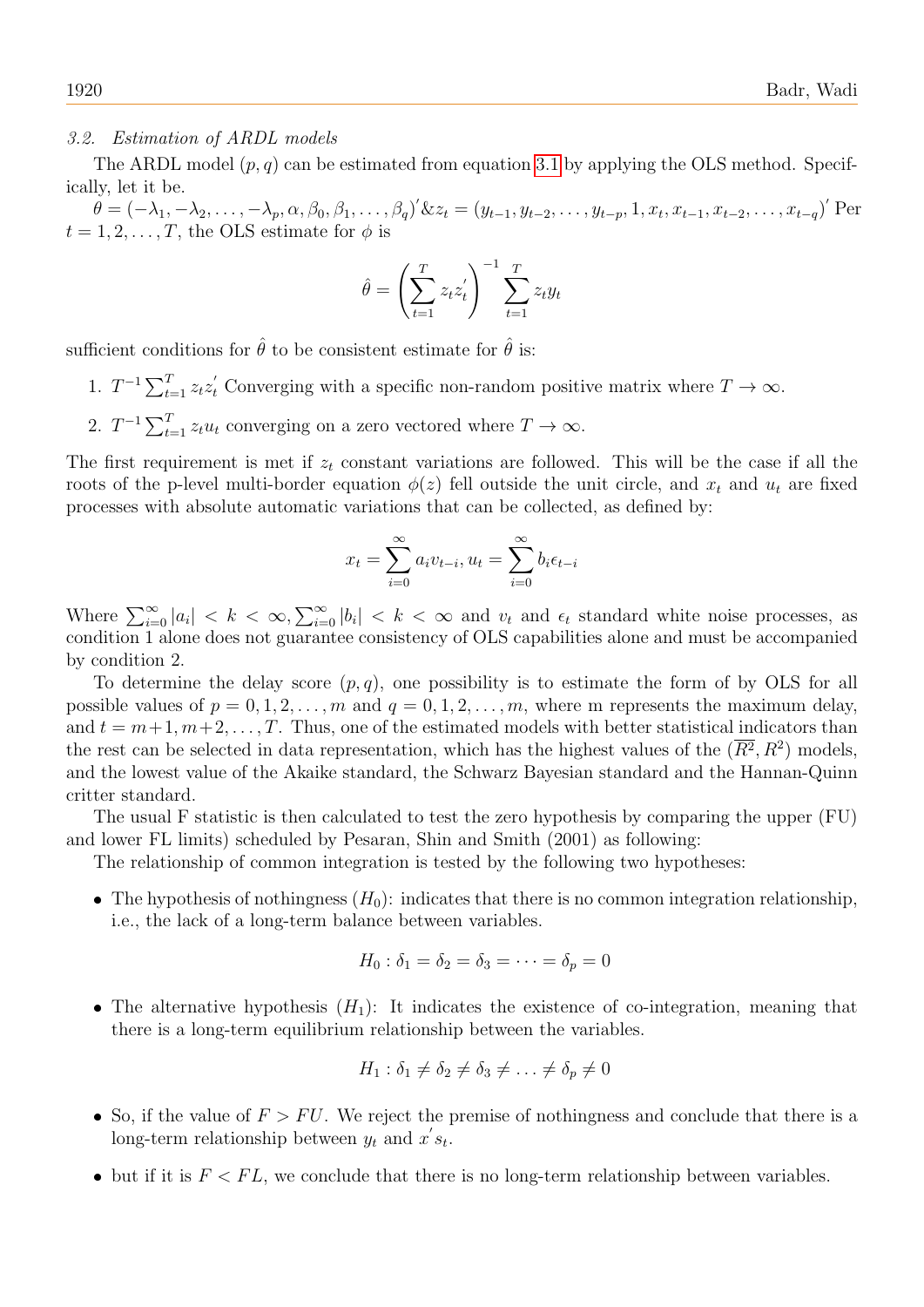### 3.2. Estimation of ARDL models

The ARDL model $(p, q)$ can be estimated from equation 3.1 by applying the OLS method. Specifically, let it be.

$\theta = (-\lambda_1, -\lambda_2, \ldots, -\lambda_p, \alpha, \beta_0, \beta_1, \ldots, \beta_q)' \& z_t = (y_{t-1}, y_{t-2}, \ldots, y_{t-p}, 1, x_t, x_{t-1}, x_{t-2}, \ldots, x_{t-q})'$ Per $t = 1, 2, \ldots, T$, the OLS estimate for $\phi$ is

$$\hat{\theta} = \left( \sum_{t=1}^{T} z_t z_t' \right)^{-1} \sum_{t=1}^{T} z_t y_t$$

sufficient conditions for $\hat{\theta}$ to be consistent estimate for $\hat{\theta}$ is:

1. $T^{-1} \sum_{t=1}^{T} z_t z_t'$ Converging with a specific non-random positive matrix where $T \to \infty$.
2. $T^{-1} \sum_{t=1}^{T} z_t u_t$ converging on a zero vectored where $T \to \infty$.

The first requirement is met if $z_t$ constant variations are followed. This will be the case if all the roots of the p-level multi-border equation $\phi(z)$ fell outside the unit circle, and $x_t$ and $u_t$ are fixed processes with absolute automatic variations that can be collected, as defined by:

$$x_t = \sum_{i=0}^{\infty} a_i v_{t-i}, u_t = \sum_{i=0}^{\infty} b_i \epsilon_{t-i}$$

Where $\sum_{i=0}^{\infty} |a_i| < k < \infty, \sum_{i=0}^{\infty} |b_i| < k < \infty$ and $v_t$ and $\epsilon_t$ standard white noise processes, as condition 1 alone does not guarantee consistency of OLS capabilities alone and must be accompanied by condition 2.

To determine the delay score $(p, q)$, one possibility is to estimate the form of by OLS for all possible values of $p = 0, 1, 2, \ldots, m$ and $q = 0, 1, 2, \ldots, m$, where m represents the maximum delay, and $t = m+1, m+2, \ldots, T$. Thus, one of the estimated models with better statistical indicators than the rest can be selected in data representation, which has the highest values of the $(\overline{R^2}, R^2)$ models, and the lowest value of the Akaike standard, the Schwarz Bayesian standard and the Hannan-Quinn critter standard.

The usual F statistic is then calculated to test the zero hypothesis by comparing the upper (FU) and lower FL limits) scheduled by Pesaran, Shin and Smith (2001) as following:

The relationship of common integration is tested by the following two hypotheses:

- The hypothesis of nothingness $(H_0)$: indicates that there is no common integration relationship, i.e., the lack of a long-term balance between variables.

$$H_0 : \delta_1 = \delta_2 = \delta_3 = \cdots = \delta_p = 0$$

- The alternative hypothesis $(H_1)$: It indicates the existence of co-integration, meaning that there is a long-term equilibrium relationship between the variables.

$$H_1 : \delta_1 \neq \delta_2 \neq \delta_3 \neq \ldots \neq \delta_p \neq 0$$

- So, if the value of $F > FU$. We reject the premise of nothingness and conclude that there is a long-term relationship between $y_t$ and $x' s_t$.
- but if it is $F < FL$, we conclude that there is no long-term relationship between variables.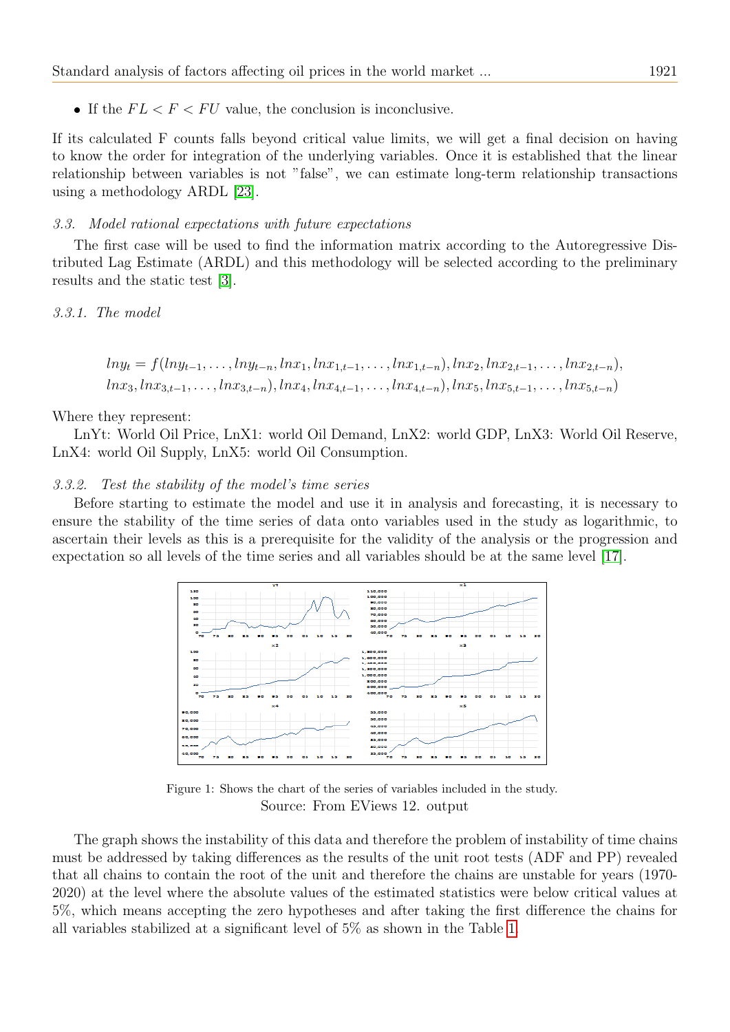- If the $FL < F < FU$ value, the conclusion is inconclusive.

If its calculated F counts falls beyond critical value limits, we will get a final decision on having to know the order for integration of the underlying variables. Once it is established that the linear relationship between variables is not "false", we can estimate long-term relationship transactions using a methodology ARDL [23].

### 3.3. Model rational expectations with future expectations

The first case will be used to find the information matrix according to the Autoregressive Distributed Lag Estimate (ARDL) and this methodology will be selected according to the preliminary results and the static test [3].

#### 3.3.1. The model

$$
\begin{aligned}
lny_t = f(&lny_{t-1}, \ldots, lny_{t-n}, lnx_1, lnx_{1,t-1}, \ldots, lnx_{1,t-n}), lnx_2, lnx_{2,t-1}, \ldots, lnx_{2,t-n}),\\
&lnx_3, lnx_{3,t-1}, \ldots, lnx_{3,t-n}), lnx_4, lnx_{4,t-1}, \ldots, lnx_{4,t-n}), lnx_5, lnx_{5,t-1}, \ldots, lnx_{5,t-n})
\end{aligned}
$$

Where they represent:

LnYt: World Oil Price, LnX1: world Oil Demand, LnX2: world GDP, LnX3: World Oil Reserve, LnX4: world Oil Supply, LnX5: world Oil Consumption.

#### 3.3.2. Test the stability of the model's time series

Before starting to estimate the model and use it in analysis and forecasting, it is necessary to ensure the stability of the time series of data onto variables used in the study as logarithmic, to ascertain their levels as this is a prerequisite for the validity of the analysis or the progression and expectation so all levels of the time series and all variables should be at the same level [17].

Figure 1: Shows the chart of the series of variables included in the study.
Source: From EViews 12. output

The graph shows the instability of this data and therefore the problem of instability of time chains must be addressed by taking differences as the results of the unit root tests (ADF and PP) revealed that all chains to contain the root of the unit and therefore the chains are unstable for years (1970-2020) at the level where the absolute values of the estimated statistics were below critical values at 5%, which means accepting the zero hypotheses and after taking the first difference the chains for all variables stabilized at a significant level of 5% as shown in the Table 1.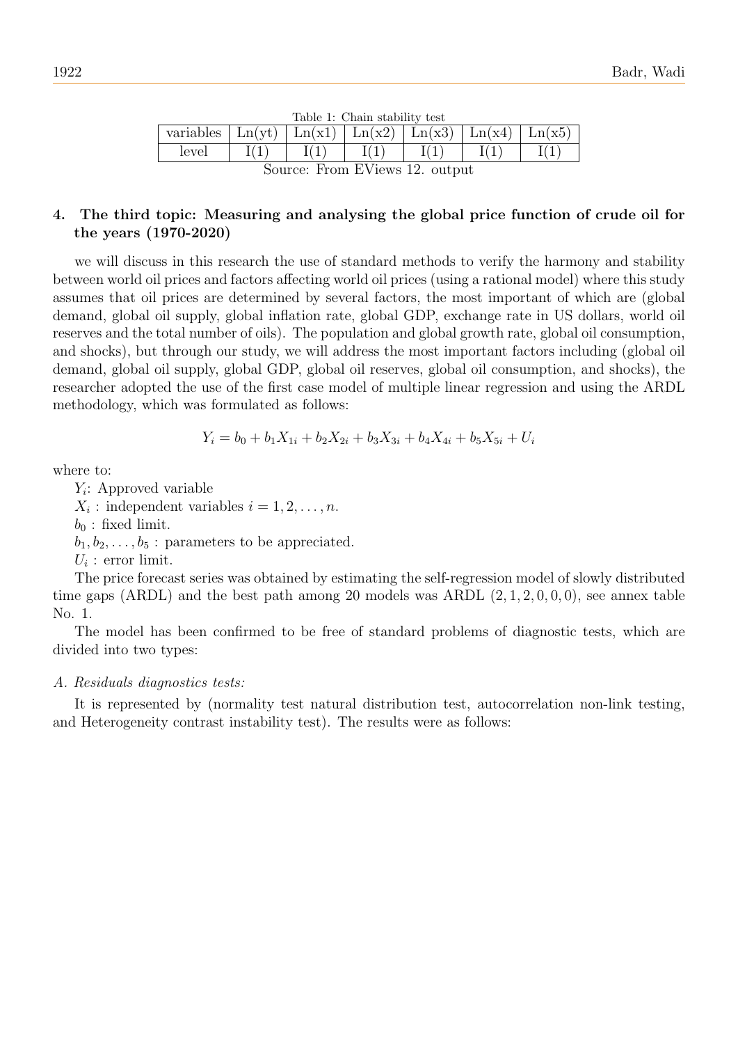Table 1: Chain stability test

| variables | Ln(yt) | Ln(x1) | Ln(x2) | Ln(x3) | Ln(x4) | Ln(x5) |
|---|---|---|---|---|---|---|
| level | I(1) | I(1) | I(1) | I(1) | I(1) | I(1) |

Source: From EViews 12. output

## 4. The third topic: Measuring and analysing the global price function of crude oil for the years (1970-2020)

we will discuss in this research the use of standard methods to verify the harmony and stability between world oil prices and factors affecting world oil prices (using a rational model) where this study assumes that oil prices are determined by several factors, the most important of which are (global demand, global oil supply, global inflation rate, global GDP, exchange rate in US dollars, world oil reserves and the total number of oils). The population and global growth rate, global oil consumption, and shocks), but through our study, we will address the most important factors including (global oil demand, global oil supply, global GDP, global oil reserves, global oil consumption, and shocks), the researcher adopted the use of the first case model of multiple linear regression and using the ARDL methodology, which was formulated as follows:

$$Y_i = b_0 + b_1 X_{1i} + b_2 X_{2i} + b_3 X_{3i} + b_4 X_{4i} + b_5 X_{5i} + U_i$$

where to:

$Y_i$: Approved variable

$X_i$ : independent variables $i = 1, 2, \ldots, n$.

$b_0$ : fixed limit.

$b_1, b_2, \ldots, b_5$ : parameters to be appreciated.

$U_i$ : error limit.

The price forecast series was obtained by estimating the self-regression model of slowly distributed time gaps (ARDL) and the best path among 20 models was ARDL $(2, 1, 2, 0, 0, 0)$, see annex table No. 1.

The model has been confirmed to be free of standard problems of diagnostic tests, which are divided into two types:

*A. Residuals diagnostics tests:*

It is represented by (normality test natural distribution test, autocorrelation non-link testing, and Heterogeneity contrast instability test). The results were as follows: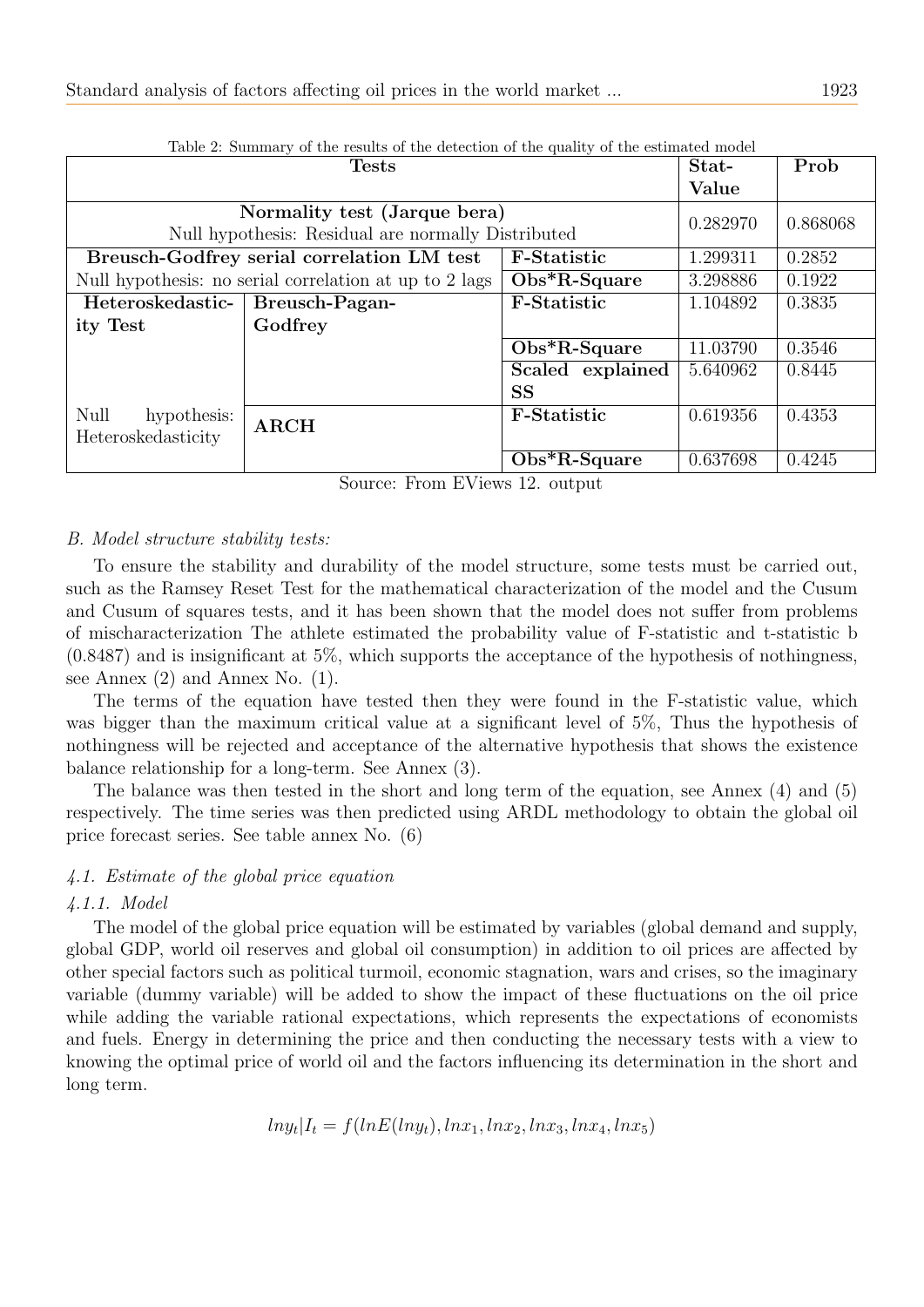Table 2: Summary of the results of the detection of the quality of the estimated model

| Tests | | | Stat-Value | Prob |
|---|---|---|---|---|
| **Normality test (Jarque bera)** Null hypothesis: Residual are normally Distributed | | | 0.282970 | 0.868068 |
| **Breusch-Godfrey serial correlation LM test** | | **F-Statistic** | 1.299311 | 0.2852 |
| Null hypothesis: no serial correlation at up to 2 lags | | **Obs*R-Square** | 3.298886 | 0.1922 |
| **Heteroskedasticity Test** | **Breusch-Pagan-Godfrey** | **F-Statistic** | 1.104892 | 0.3835 |
| | | **Obs*R-Square** | 11.03790 | 0.3546 |
| | | **Scaled explained SS** | 5.640962 | 0.8445 |
| Null hypothesis: Heteroskedasticity | **ARCH** | **F-Statistic** | 0.619356 | 0.4353 |
| | | **Obs*R-Square** | 0.637698 | 0.4245 |

Source: From EViews 12. output

*B. Model structure stability tests:*

To ensure the stability and durability of the model structure, some tests must be carried out, such as the Ramsey Reset Test for the mathematical characterization of the model and the Cusum and Cusum of squares tests, and it has been shown that the model does not suffer from problems of mischaracterization The athlete estimated the probability value of F-statistic and t-statistic b (0.8487) and is insignificant at 5%, which supports the acceptance of the hypothesis of nothingness, see Annex (2) and Annex No. (1).

The terms of the equation have tested then they were found in the F-statistic value, which was bigger than the maximum critical value at a significant level of 5%, Thus the hypothesis of nothingness will be rejected and acceptance of the alternative hypothesis that shows the existence balance relationship for a long-term. See Annex (3).

The balance was then tested in the short and long term of the equation, see Annex (4) and (5) respectively. The time series was then predicted using ARDL methodology to obtain the global oil price forecast series. See table annex No. (6)

*4.1. Estimate of the global price equation*

*4.1.1. Model*

The model of the global price equation will be estimated by variables (global demand and supply, global GDP, world oil reserves and global oil consumption) in addition to oil prices are affected by other special factors such as political turmoil, economic stagnation, wars and crises, so the imaginary variable (dummy variable) will be added to show the impact of these fluctuations on the oil price while adding the variable rational expectations, which represents the expectations of economists and fuels. Energy in determining the price and then conducting the necessary tests with a view to knowing the optimal price of world oil and the factors influencing its determination in the short and long term.

$$lny_t|I_t = f(lnE(lny_t), lnx_1, lnx_2, lnx_3, lnx_4, lnx_5)$$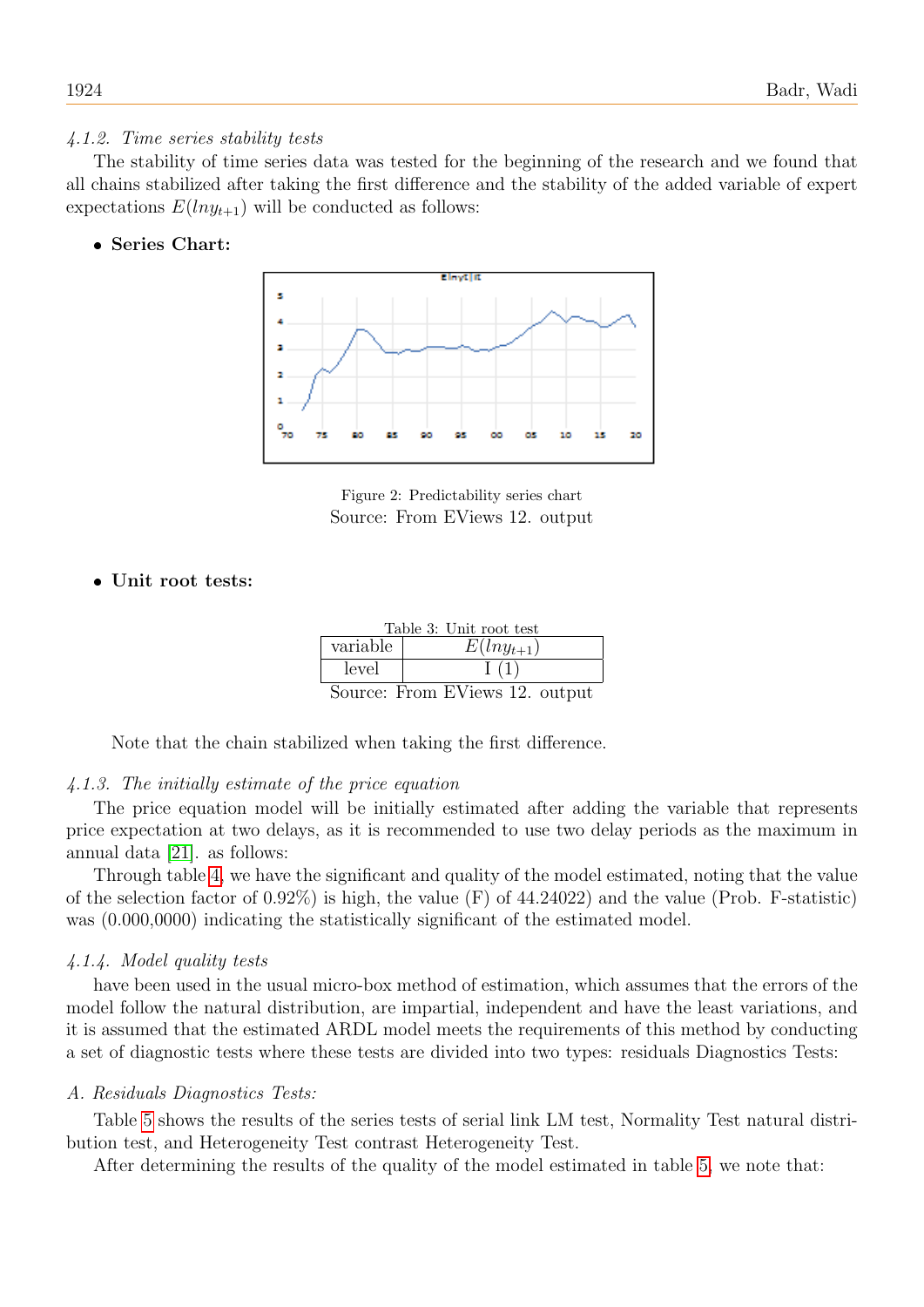*4.1.2. Time series stability tests*

The stability of time series data was tested for the beginning of the research and we found that all chains stabilized after taking the first difference and the stability of the added variable of expert expectations $E(lny_{t+1})$ will be conducted as follows:

- **Series Chart:**

Figure 2: Predictability series chart
Source: From EViews 12. output

- **Unit root tests:**

Table 3: Unit root test

| variable | $E(lny_{t+1})$ |
|---|---|
| level | I (1) |

Source: From EViews 12. output

Note that the chain stabilized when taking the first difference.

*4.1.3. The initially estimate of the price equation*

The price equation model will be initially estimated after adding the variable that represents price expectation at two delays, as it is recommended to use two delay periods as the maximum in annual data [21]. as follows:

Through table 4, we have the significant and quality of the model estimated, noting that the value of the selection factor of 0.92%) is high, the value (F) of 44.24022) and the value (Prob. F-statistic) was (0.000,0000) indicating the statistically significant of the estimated model.

*4.1.4. Model quality tests*

have been used in the usual micro-box method of estimation, which assumes that the errors of the model follow the natural distribution, are impartial, independent and have the least variations, and it is assumed that the estimated ARDL model meets the requirements of this method by conducting a set of diagnostic tests where these tests are divided into two types: residuals Diagnostics Tests:

*A. Residuals Diagnostics Tests:*

Table 5 shows the results of the series tests of serial link LM test, Normality Test natural distribution test, and Heterogeneity Test contrast Heterogeneity Test.

After determining the results of the quality of the model estimated in table 5, we note that: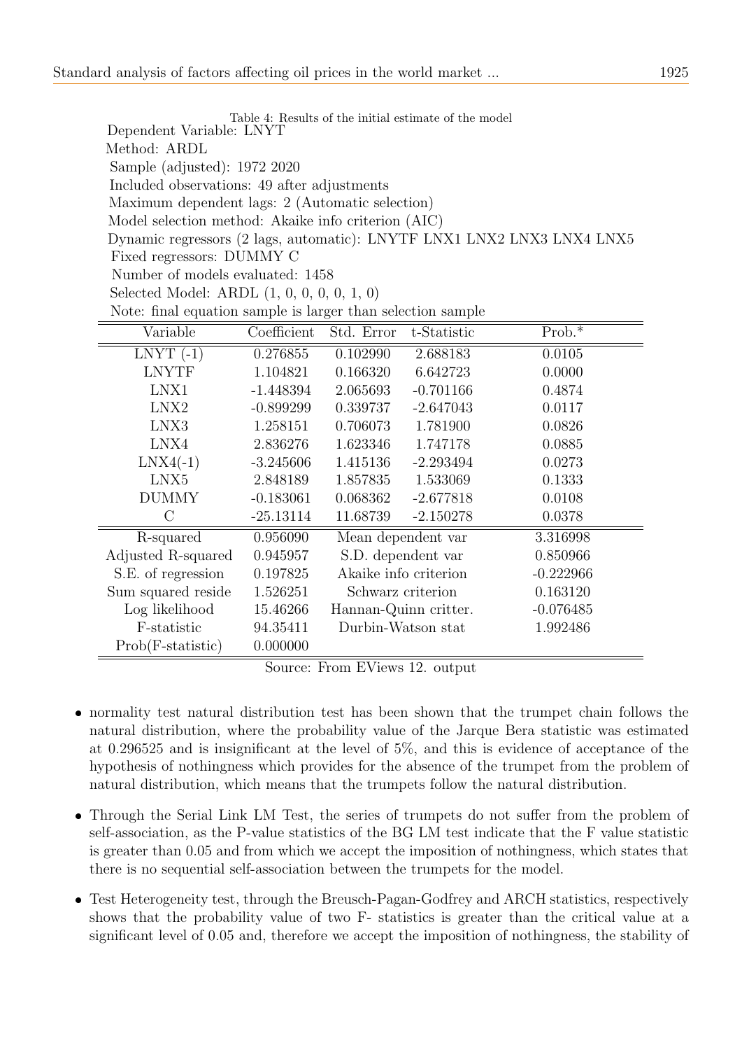Table 4: Results of the initial estimate of the model

Dependent Variable: LNYT
Method: ARDL
Sample (adjusted): 1972 2020
Included observations: 49 after adjustments
Maximum dependent lags: 2 (Automatic selection)
Model selection method: Akaike info criterion (AIC)
Dynamic regressors (2 lags, automatic): LNYTF LNX1 LNX2 LNX3 LNX4 LNX5
Fixed regressors: DUMMY C
Number of models evaluated: 1458
Selected Model: ARDL (1, 0, 0, 0, 0, 1, 0)
Note: final equation sample is larger than selection sample

| Variable | Coefficient | Std. Error | t-Statistic | Prob.* |
|---|---|---|---|---|
| LNYT (-1) | 0.276855 | 0.102990 | 2.688183 | 0.0105 |
| LNYTF | 1.104821 | 0.166320 | 6.642723 | 0.0000 |
| LNX1 | -1.448394 | 2.065693 | -0.701166 | 0.4874 |
| LNX2 | -0.899299 | 0.339737 | -2.647043 | 0.0117 |
| LNX3 | 1.258151 | 0.706073 | 1.781900 | 0.0826 |
| LNX4 | 2.836276 | 1.623346 | 1.747178 | 0.0885 |
| LNX4(-1) | -3.245606 | 1.415136 | -2.293494 | 0.0273 |
| LNX5 | 2.848189 | 1.857835 | 1.533069 | 0.1333 |
| DUMMY | -0.183061 | 0.068362 | -2.677818 | 0.0108 |
| C | -25.13114 | 11.68739 | -2.150278 | 0.0378 |
| R-squared | 0.956090 | Mean dependent var | | 3.316998 |
| Adjusted R-squared | 0.945957 | S.D. dependent var | | 0.850966 |
| S.E. of regression | 0.197825 | Akaike info criterion | | -0.222966 |
| Sum squared reside | 1.526251 | Schwarz criterion | | 0.163120 |
| Log likelihood | 15.46266 | Hannan-Quinn critter. | | -0.076485 |
| F-statistic | 94.35411 | Durbin-Watson stat | | 1.992486 |
| Prob(F-statistic) | 0.000000 | | | |

Source: From EViews 12. output

- normality test natural distribution test has been shown that the trumpet chain follows the natural distribution, where the probability value of the Jarque Bera statistic was estimated at 0.296525 and is insignificant at the level of 5%, and this is evidence of acceptance of the hypothesis of nothingness which provides for the absence of the trumpet from the problem of natural distribution, which means that the trumpets follow the natural distribution.
- Through the Serial Link LM Test, the series of trumpets do not suffer from the problem of self-association, as the P-value statistics of the BG LM test indicate that the F value statistic is greater than 0.05 and from which we accept the imposition of nothingness, which states that there is no sequential self-association between the trumpets for the model.
- Test Heterogeneity test, through the Breusch-Pagan-Godfrey and ARCH statistics, respectively shows that the probability value of two F- statistics is greater than the critical value at a significant level of 0.05 and, therefore we accept the imposition of nothingness, the stability of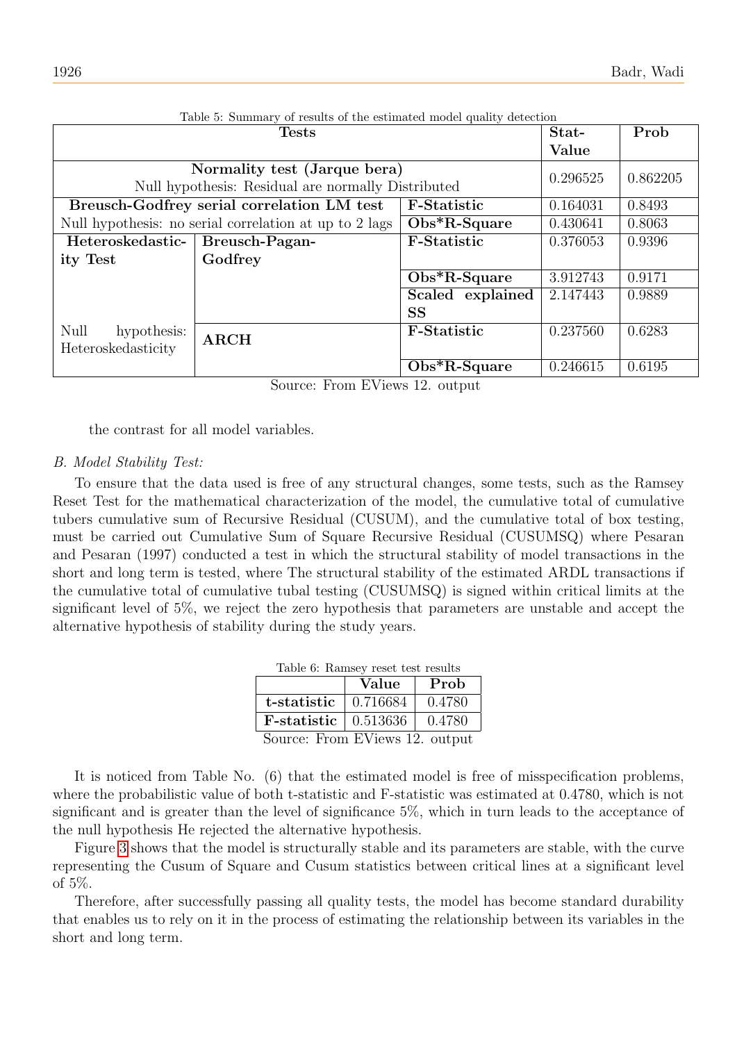Table 5: Summary of results of the estimated model quality detection

| Tests | | | Stat-Value | Prob |
|---|---|---|---|---|
| **Normality test (Jarque bera)** Null hypothesis: Residual are normally Distributed | | | 0.296525 | 0.862205 |
| **Breusch-Godfrey serial correlation LM test** | | **F-Statistic** | 0.164031 | 0.8493 |
| Null hypothesis: no serial correlation at up to 2 lags | | **Obs*R-Square** | 0.430641 | 0.8063 |
| **Heteroskedasticity Test** | **Breusch-Pagan-Godfrey** | **F-Statistic** | 0.376053 | 0.9396 |
| | | **Obs*R-Square** | 3.912743 | 0.9171 |
| | | **Scaled explained SS** | 2.147443 | 0.9889 |
| Null hypothesis: Heteroskedasticity | **ARCH** | **F-Statistic** | 0.237560 | 0.6283 |
| | | **Obs*R-Square** | 0.246615 | 0.6195 |

Source: From EViews 12. output

the contrast for all model variables.

*B. Model Stability Test:*

To ensure that the data used is free of any structural changes, some tests, such as the Ramsey Reset Test for the mathematical characterization of the model, the cumulative total of cumulative tubers cumulative sum of Recursive Residual (CUSUM), and the cumulative total of box testing, must be carried out Cumulative Sum of Square Recursive Residual (CUSUMSQ) where Pesaran and Pesaran (1997) conducted a test in which the structural stability of model transactions in the short and long term is tested, where The structural stability of the estimated ARDL transactions if the cumulative total of cumulative tubal testing (CUSUMSQ) is signed within critical limits at the significant level of 5%, we reject the zero hypothesis that parameters are unstable and accept the alternative hypothesis of stability during the study years.

Table 6: Ramsey reset test results

| | Value | Prob |
|---|---|---|
| **t-statistic** | 0.716684 | 0.4780 |
| **F-statistic** | 0.513636 | 0.4780 |

Source: From EViews 12. output

It is noticed from Table No. (6) that the estimated model is free of misspecification problems, where the probabilistic value of both t-statistic and F-statistic was estimated at 0.4780, which is not significant and is greater than the level of significance 5%, which in turn leads to the acceptance of the null hypothesis He rejected the alternative hypothesis.

Figure 3 shows that the model is structurally stable and its parameters are stable, with the curve representing the Cusum of Square and Cusum statistics between critical lines at a significant level of 5%.

Therefore, after successfully passing all quality tests, the model has become standard durability that enables us to rely on it in the process of estimating the relationship between its variables in the short and long term.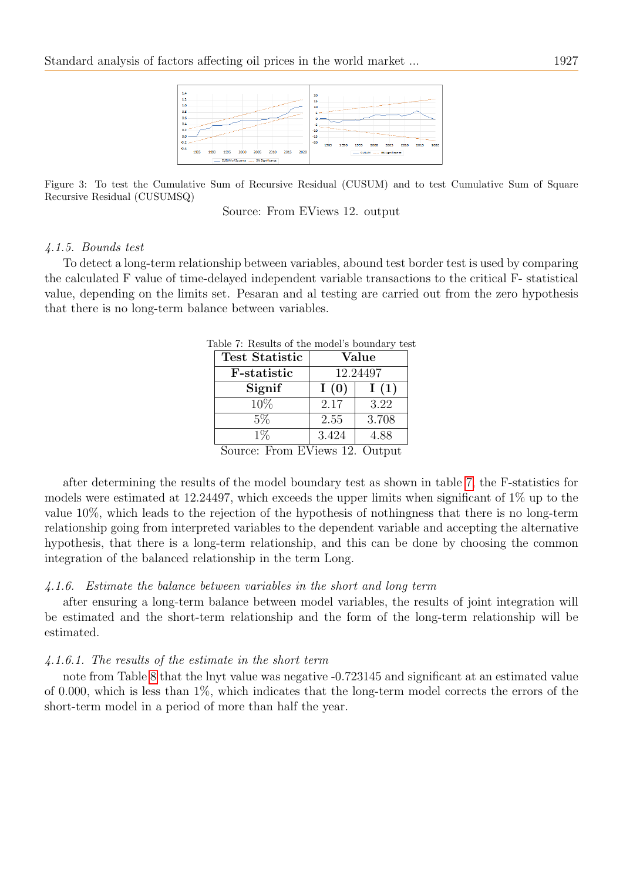Figure 3: To test the Cumulative Sum of Recursive Residual (CUSUM) and to test Cumulative Sum of Square Recursive Residual (CUSUMSQ)

Source: From EViews 12. output

#### 4.1.5. Bounds test

To detect a long-term relationship between variables, abound test border test is used by comparing the calculated F value of time-delayed independent variable transactions to the critical F- statistical value, depending on the limits set. Pesaran and al testing are carried out from the zero hypothesis that there is no long-term balance between variables.

Table 7: Results of the model's boundary test

| Test Statistic | Value | |
|---|---|---|
| **F-statistic** | 12.24497 | |
| **Signif** | **I (0)** | **I (1)** |
| 10% | 2.17 | 3.22 |
| 5% | 2.55 | 3.708 |
| 1% | 3.424 | 4.88 |

Source: From EViews 12. Output

after determining the results of the model boundary test as shown in table 7, the F-statistics for models were estimated at 12.24497, which exceeds the upper limits when significant of 1% up to the value 10%, which leads to the rejection of the hypothesis of nothingness that there is no long-term relationship going from interpreted variables to the dependent variable and accepting the alternative hypothesis, that there is a long-term relationship, and this can be done by choosing the common integration of the balanced relationship in the term Long.

#### 4.1.6. Estimate the balance between variables in the short and long term

after ensuring a long-term balance between model variables, the results of joint integration will be estimated and the short-term relationship and the form of the long-term relationship will be estimated.

##### 4.1.6.1. The results of the estimate in the short term

note from Table 8 that the lnyt value was negative -0.723145 and significant at an estimated value of 0.000, which is less than 1%, which indicates that the long-term model corrects the errors of the short-term model in a period of more than half the year.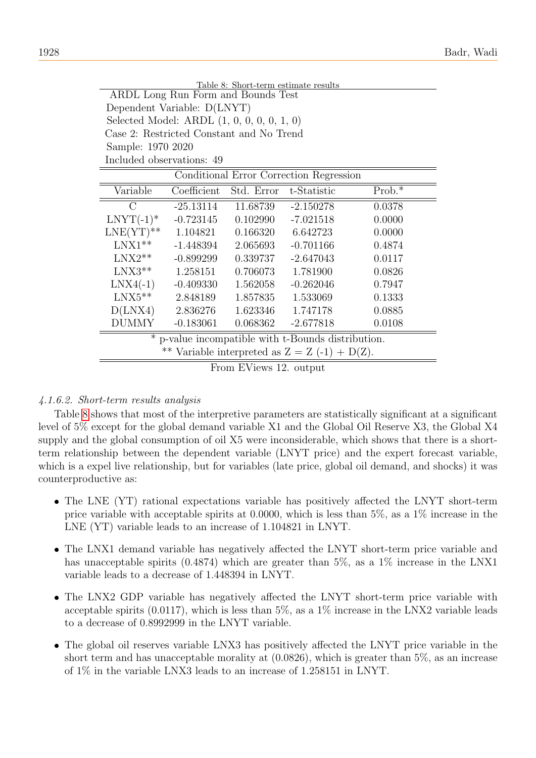Table 8: Short-term estimate results

ARDL Long Run Form and Bounds Test
Dependent Variable: D(LNYT)
Selected Model: ARDL (1, 0, 0, 0, 0, 1, 0)
Case 2: Restricted Constant and No Trend
Sample: 1970 2020
Included observations: 49

| Conditional Error Correction Regression | | | | |
|---|---|---|---|---|
| Variable | Coefficient | Std. Error | t-Statistic | Prob.* |
| C | -25.13114 | 11.68739 | -2.150278 | 0.0378 |
| LNYT(-1)* | -0.723145 | 0.102990 | -7.021518 | 0.0000 |
| LNE(YT)** | 1.104821 | 0.166320 | 6.642723 | 0.0000 |
| LNX1** | -1.448394 | 2.065693 | -0.701166 | 0.4874 |
| LNX2** | -0.899299 | 0.339737 | -2.647043 | 0.0117 |
| LNX3** | 1.258151 | 0.706073 | 1.781900 | 0.0826 |
| LNX4(-1) | -0.409330 | 1.562058 | -0.262046 | 0.7947 |
| LNX5** | 2.848189 | 1.857835 | 1.533069 | 0.1333 |
| D(LNX4) | 2.836276 | 1.623346 | 1.747178 | 0.0885 |
| DUMMY | -0.183061 | 0.068362 | -2.677818 | 0.0108 |

\* p-value incompatible with t-Bounds distribution.
\*\* Variable interpreted as Z = Z (-1) + D(Z).

From EViews 12. output

#### *4.1.6.2. Short-term results analysis*

Table 8 shows that most of the interpretive parameters are statistically significant at a significant level of 5% except for the global demand variable X1 and the Global Oil Reserve X3, the Global X4 supply and the global consumption of oil X5 were inconsiderable, which shows that there is a short-term relationship between the dependent variable (LNYT price) and the expert forecast variable, which is a expel live relationship, but for variables (late price, global oil demand, and shocks) it was counterproductive as:

- The LNE (YT) rational expectations variable has positively affected the LNYT short-term price variable with acceptable spirits at 0.0000, which is less than 5%, as a 1% increase in the LNE (YT) variable leads to an increase of 1.104821 in LNYT.
- The LNX1 demand variable has negatively affected the LNYT short-term price variable and has unacceptable spirits (0.4874) which are greater than 5%, as a 1% increase in the LNX1 variable leads to a decrease of 1.448394 in LNYT.
- The LNX2 GDP variable has negatively affected the LNYT short-term price variable with acceptable spirits (0.0117), which is less than 5%, as a 1% increase in the LNX2 variable leads to a decrease of 0.8992999 in the LNYT variable.
- The global oil reserves variable LNX3 has positively affected the LNYT price variable in the short term and has unacceptable morality at (0.0826), which is greater than 5%, as an increase of 1% in the variable LNX3 leads to an increase of 1.258151 in LNYT.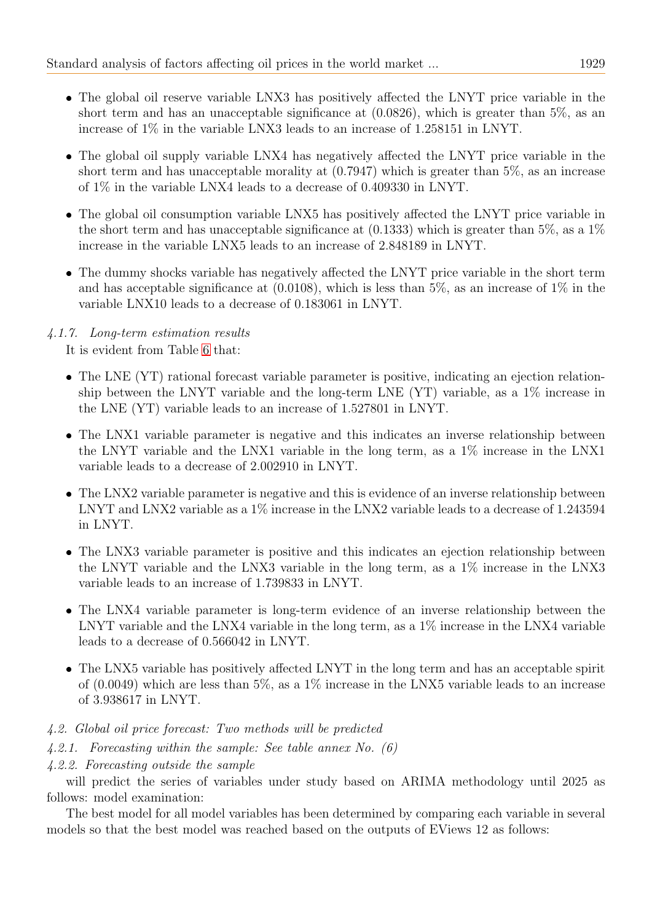- The global oil reserve variable LNX3 has positively affected the LNYT price variable in the short term and has an unacceptable significance at (0.0826), which is greater than 5%, as an increase of 1% in the variable LNX3 leads to an increase of 1.258151 in LNYT.

- The global oil supply variable LNX4 has negatively affected the LNYT price variable in the short term and has unacceptable morality at (0.7947) which is greater than 5%, as an increase of 1% in the variable LNX4 leads to a decrease of 0.409330 in LNYT.

- The global oil consumption variable LNX5 has positively affected the LNYT price variable in the short term and has unacceptable significance at (0.1333) which is greater than 5%, as a 1% increase in the variable LNX5 leads to an increase of 2.848189 in LNYT.

- The dummy shocks variable has negatively affected the LNYT price variable in the short term and has acceptable significance at (0.0108), which is less than 5%, as an increase of 1% in the variable LNX10 leads to a decrease of 0.183061 in LNYT.

#### 4.1.7. Long-term estimation results

It is evident from Table 6 that:

- The LNE (YT) rational forecast variable parameter is positive, indicating an ejection relationship between the LNYT variable and the long-term LNE (YT) variable, as a 1% increase in the LNE (YT) variable leads to an increase of 1.527801 in LNYT.

- The LNX1 variable parameter is negative and this indicates an inverse relationship between the LNYT variable and the LNX1 variable in the long term, as a 1% increase in the LNX1 variable leads to a decrease of 2.002910 in LNYT.

- The LNX2 variable parameter is negative and this is evidence of an inverse relationship between LNYT and LNX2 variable as a 1% increase in the LNX2 variable leads to a decrease of 1.243594 in LNYT.

- The LNX3 variable parameter is positive and this indicates an ejection relationship between the LNYT variable and the LNX3 variable in the long term, as a 1% increase in the LNX3 variable leads to an increase of 1.739833 in LNYT.

- The LNX4 variable parameter is long-term evidence of an inverse relationship between the LNYT variable and the LNX4 variable in the long term, as a 1% increase in the LNX4 variable leads to a decrease of 0.566042 in LNYT.

- The LNX5 variable has positively affected LNYT in the long term and has an acceptable spirit of (0.0049) which are less than 5%, as a 1% increase in the LNX5 variable leads to an increase of 3.938617 in LNYT.

### 4.2. Global oil price forecast: Two methods will be predicted

#### 4.2.1. Forecasting within the sample: See table annex No. (6)

#### 4.2.2. Forecasting outside the sample

will predict the series of variables under study based on ARIMA methodology until 2025 as follows: model examination:

The best model for all model variables has been determined by comparing each variable in several models so that the best model was reached based on the outputs of EViews 12 as follows: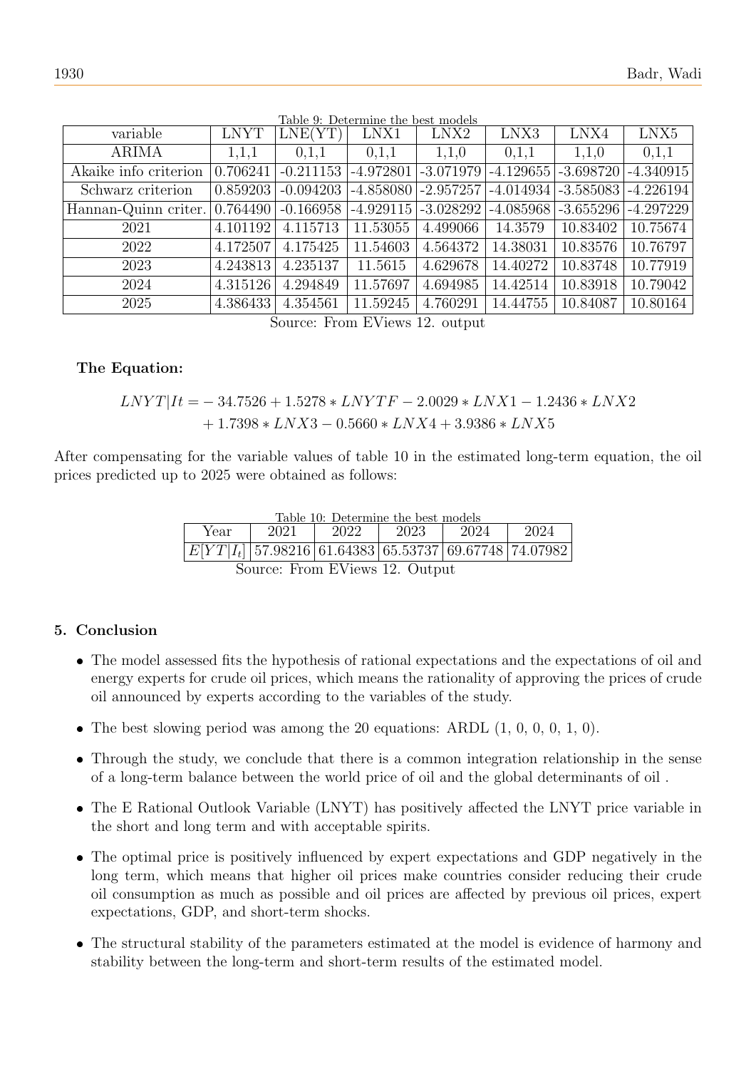Table 9: Determine the best models

| variable | LNYT | LNE(YT) | LNX1 | LNX2 | LNX3 | LNX4 | LNX5 |
|---|---|---|---|---|---|---|---|
| ARIMA | 1,1,1 | 0,1,1 | 0,1,1 | 1,1,0 | 0,1,1 | 1,1,0 | 0,1,1 |
| Akaike info criterion | 0.706241 | -0.211153 | -4.972801 | -3.071979 | -4.129655 | -3.698720 | -4.340915 |
| Schwarz criterion | 0.859203 | -0.094203 | -4.858080 | -2.957257 | -4.014934 | -3.585083 | -4.226194 |
| Hannan-Quinn criter. | 0.764490 | -0.166958 | -4.929115 | -3.028292 | -4.085968 | -3.655296 | -4.297229 |
| 2021 | 4.101192 | 4.115713 | 11.53055 | 4.499066 | 14.3579 | 10.83402 | 10.75674 |
| 2022 | 4.172507 | 4.175425 | 11.54603 | 4.564372 | 14.38031 | 10.83576 | 10.76797 |
| 2023 | 4.243813 | 4.235137 | 11.5615 | 4.629678 | 14.40272 | 10.83748 | 10.77919 |
| 2024 | 4.315126 | 4.294849 | 11.57697 | 4.694985 | 14.42514 | 10.83918 | 10.79042 |
| 2025 | 4.386433 | 4.354561 | 11.59245 | 4.760291 | 14.44755 | 10.84087 | 10.80164 |

Source: From EViews 12. output

**The Equation:**

$$LNYT|It = -34.7526 + 1.5278 * LNYTF - 2.0029 * LNX1 - 1.2436 * LNX2 + 1.7398 * LNX3 - 0.5660 * LNX4 + 3.9386 * LNX5$$

After compensating for the variable values of table 10 in the estimated long-term equation, the oil prices predicted up to 2025 were obtained as follows:

Table 10: Determine the best models

| Year | 2021 | 2022 | 2023 | 2024 | 2024 |
|---|---|---|---|---|---|
| $E[YT\|I_t]$ | 57.98216 | 61.64383 | 65.53737 | 69.67748 | 74.07982 |

Source: From EViews 12. Output

## 5. Conclusion

- The model assessed fits the hypothesis of rational expectations and the expectations of oil and energy experts for crude oil prices, which means the rationality of approving the prices of crude oil announced by experts according to the variables of the study.
- The best slowing period was among the 20 equations: ARDL (1, 0, 0, 0, 1, 0).
- Through the study, we conclude that there is a common integration relationship in the sense of a long-term balance between the world price of oil and the global determinants of oil .
- The E Rational Outlook Variable (LNYT) has positively affected the LNYT price variable in the short and long term and with acceptable spirits.
- The optimal price is positively influenced by expert expectations and GDP negatively in the long term, which means that higher oil prices make countries consider reducing their crude oil consumption as much as possible and oil prices are affected by previous oil prices, expert expectations, GDP, and short-term shocks.
- The structural stability of the parameters estimated at the model is evidence of harmony and stability between the long-term and short-term results of the estimated model.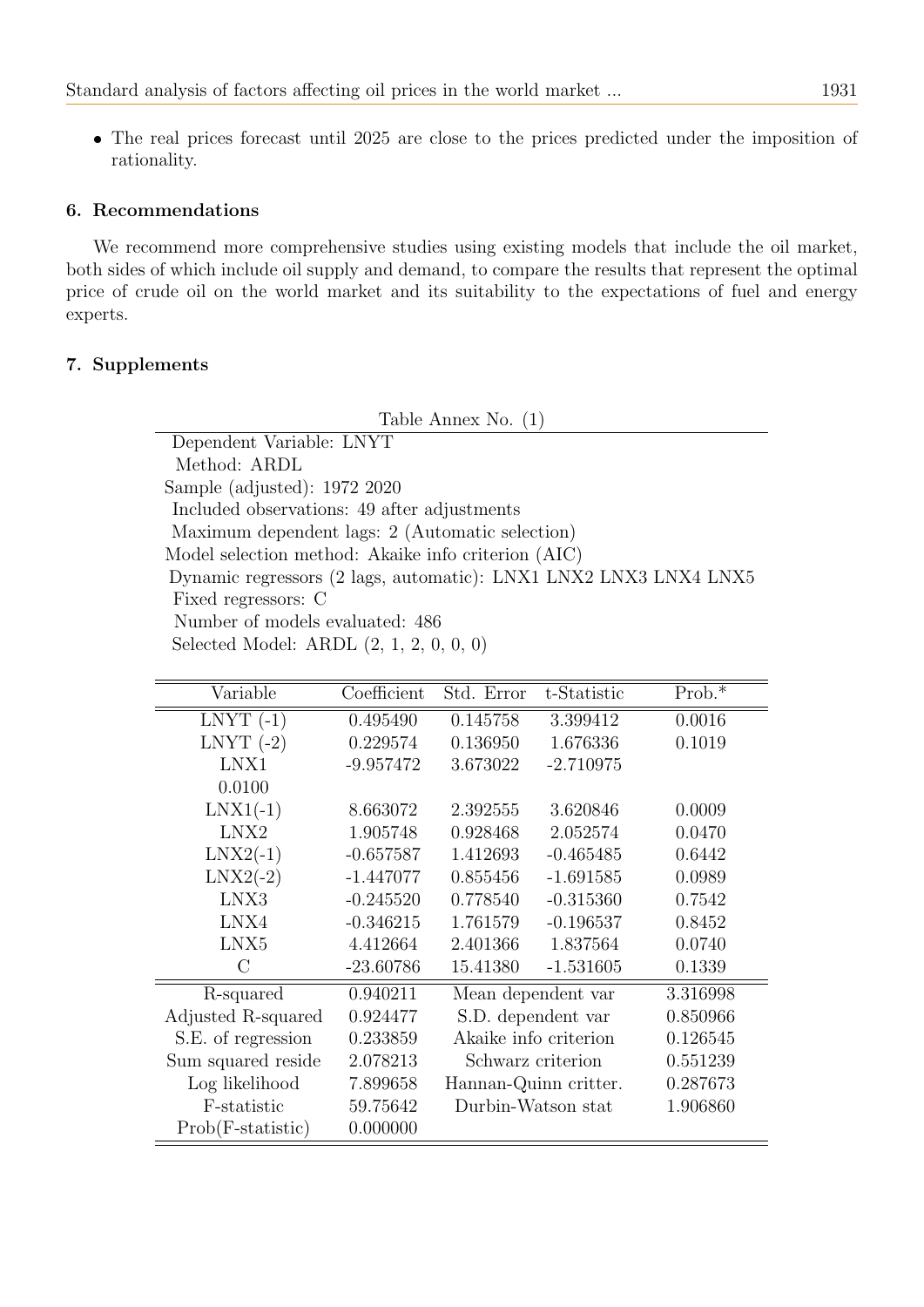- The real prices forecast until 2025 are close to the prices predicted under the imposition of rationality.

## 6. Recommendations

We recommend more comprehensive studies using existing models that include the oil market, both sides of which include oil supply and demand, to compare the results that represent the optimal price of crude oil on the world market and its suitability to the expectations of fuel and energy experts.

## 7. Supplements

Table Annex No. (1)

Dependent Variable: LNYT
Method: ARDL
Sample (adjusted): 1972 2020
Included observations: 49 after adjustments
Maximum dependent lags: 2 (Automatic selection)
Model selection method: Akaike info criterion (AIC)
Dynamic regressors (2 lags, automatic): LNX1 LNX2 LNX3 LNX4 LNX5
Fixed regressors: C
Number of models evaluated: 486
Selected Model: ARDL (2, 1, 2, 0, 0, 0)

| Variable | Coefficient | Std. Error | t-Statistic | Prob.* |
|---|---|---|---|---|
| LNYT (-1) | 0.495490 | 0.145758 | 3.399412 | 0.0016 |
| LNYT (-2) | 0.229574 | 0.136950 | 1.676336 | 0.1019 |
| LNX1 | -9.957472 | 3.673022 | -2.710975 | 0.0100 |
| LNX1(-1) | 8.663072 | 2.392555 | 3.620846 | 0.0009 |
| LNX2 | 1.905748 | 0.928468 | 2.052574 | 0.0470 |
| LNX2(-1) | -0.657587 | 1.412693 | -0.465485 | 0.6442 |
| LNX2(-2) | -1.447077 | 0.855456 | -1.691585 | 0.0989 |
| LNX3 | -0.245520 | 0.778540 | -0.315360 | 0.7542 |
| LNX4 | -0.346215 | 1.761579 | -0.196537 | 0.8452 |
| LNX5 | 4.412664 | 2.401366 | 1.837564 | 0.0740 |
| C | -23.60786 | 15.41380 | -1.531605 | 0.1339 |
| R-squared | 0.940211 | Mean dependent var | | 3.316998 |
| Adjusted R-squared | 0.924477 | S.D. dependent var | | 0.850966 |
| S.E. of regression | 0.233859 | Akaike info criterion | | 0.126545 |
| Sum squared reside | 2.078213 | Schwarz criterion | | 0.551239 |
| Log likelihood | 7.899658 | Hannan-Quinn critter. | | 0.287673 |
| F-statistic | 59.75642 | Durbin-Watson stat | | 1.906860 |
| Prob(F-statistic) | 0.000000 | | | |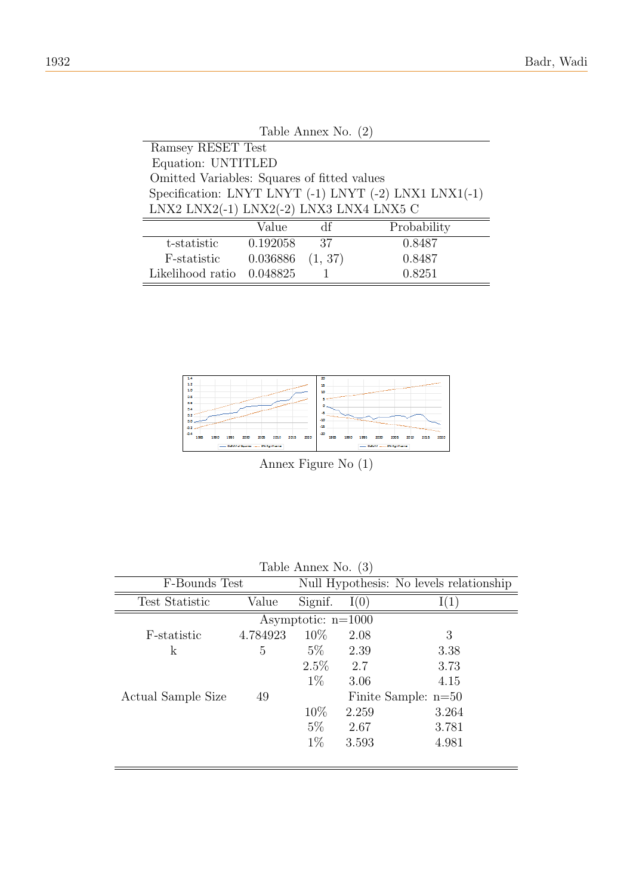Table Annex No. (2)

| Ramsey RESET Test | | | |
|---|---|---|---|
| Equation: UNTITLED | | | |
| Omitted Variables: Squares of fitted values | | | |
| Specification: LNYT LNYT (-1) LNYT (-2) LNX1 LNX1(-1) LNX2 LNX2(-1) LNX2(-2) LNX3 LNX4 LNX5 C | | | |
| | Value | df | Probability |
| t-statistic | 0.192058 | 37 | 0.8487 |
| F-statistic | 0.036886 | (1, 37) | 0.8487 |
| Likelihood ratio | 0.048825 | 1 | 0.8251 |

Annex Figure No (1)

Table Annex No. (3)

| F-Bounds Test | | Null Hypothesis: No levels relationship | | |
|---|---|---|---|---|
| Test Statistic | Value | Signif. | I(0) | I(1) |
| | | Asymptotic: n=1000 | | |
| F-statistic | 4.784923 | 10% | 2.08 | 3 |
| k | 5 | 5% | 2.39 | 3.38 |
| | | 2.5% | 2.7 | 3.73 |
| | | 1% | 3.06 | 4.15 |
| Actual Sample Size | 49 | | Finite Sample: n=50 | |
| | | 10% | 2.259 | 3.264 |
| | | 5% | 2.67 | 3.781 |
| | | 1% | 3.593 | 4.981 |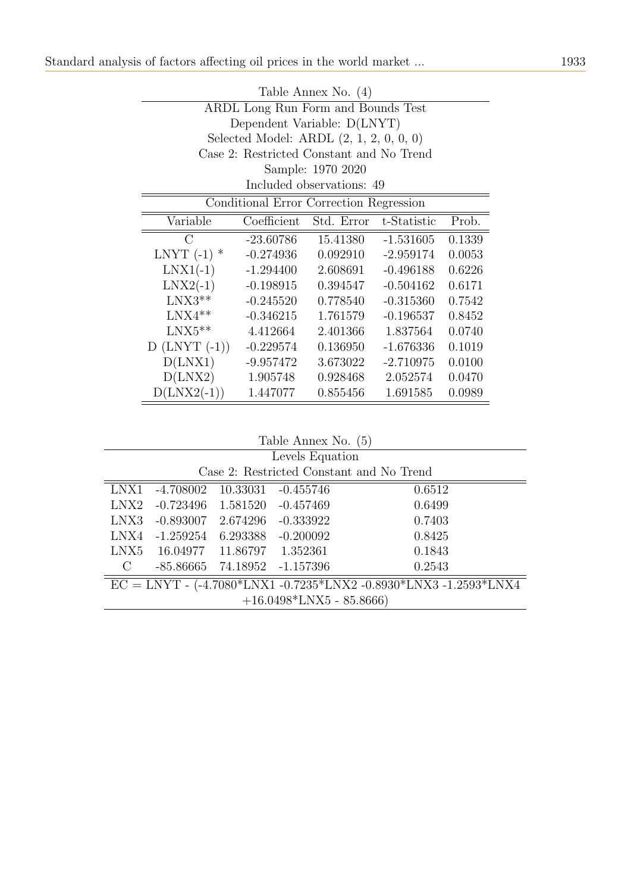Table Annex No. (4)

ARDL Long Run Form and Bounds Test
Dependent Variable: D(LNYT)
Selected Model: ARDL (2, 1, 2, 0, 0, 0)
Case 2: Restricted Constant and No Trend
Sample: 1970 2020
Included observations: 49

Conditional Error Correction Regression

| Variable | Coefficient | Std. Error | t-Statistic | Prob. |
|---|---|---|---|---|
| C | -23.60786 | 15.41380 | -1.531605 | 0.1339 |
| LNYT (-1) * | -0.274936 | 0.092910 | -2.959174 | 0.0053 |
| LNX1(-1) | -1.294400 | 2.608691 | -0.496188 | 0.6226 |
| LNX2(-1) | -0.198915 | 0.394547 | -0.504162 | 0.6171 |
| LNX3** | -0.245520 | 0.778540 | -0.315360 | 0.7542 |
| LNX4** | -0.346215 | 1.761579 | -0.196537 | 0.8452 |
| LNX5** | 4.412664 | 2.401366 | 1.837564 | 0.0740 |
| D (LNYT (-1)) | -0.229574 | 0.136950 | -1.676336 | 0.1019 |
| D(LNX1) | -9.957472 | 3.673022 | -2.710975 | 0.0100 |
| D(LNX2) | 1.905748 | 0.928468 | 2.052574 | 0.0470 |
| D(LNX2(-1)) | 1.447077 | 0.855456 | 1.691585 | 0.0989 |

Table Annex No. (5)

Levels Equation
Case 2: Restricted Constant and No Trend

| | | | | |
|---|---|---|---|---|
| LNX1 | -4.708002 | 10.33031 | -0.455746 | 0.6512 |
| LNX2 | -0.723496 | 1.581520 | -0.457469 | 0.6499 |
| LNX3 | -0.893007 | 2.674296 | -0.333922 | 0.7403 |
| LNX4 | -1.259254 | 6.293388 | -0.200092 | 0.8425 |
| LNX5 | 16.04977 | 11.86797 | 1.352361 | 0.1843 |
| C | -85.86665 | 74.18952 | -1.157396 | 0.2543 |

EC = LNYT - (-4.7080*LNX1 -0.7235*LNX2 -0.8930*LNX3 -1.2593*LNX4 +16.0498*LNX5 - 85.8666)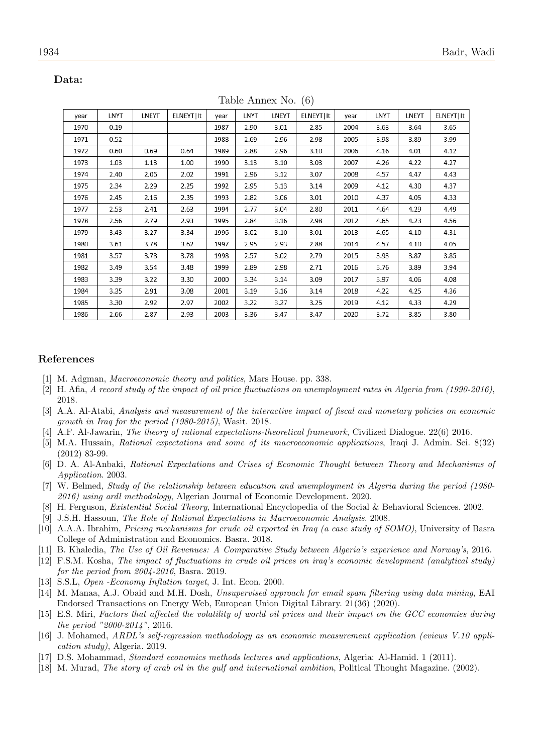**Data:**

Table Annex No. (6)

| year | LNYT | LNEYT | ELNEYT\|It | year | LNYT | LNEYT | ELNEYT\|It | year | LNYT | LNEYT | ELNEYT\|It |
|---|---|---|---|---|---|---|---|---|---|---|---|
| 1970 | 0.19 | | | 1987 | 2.90 | 3.01 | 2.85 | 2004 | 3.63 | 3.64 | 3.65 |
| 1971 | 0.52 | | | 1988 | 2.69 | 2.96 | 2.98 | 2005 | 3.98 | 3.89 | 3.99 |
| 1972 | 0.60 | 0.69 | 0.64 | 1989 | 2.88 | 2.96 | 3.10 | 2006 | 4.16 | 4.01 | 4.12 |
| 1973 | 1.03 | 1.13 | 1.00 | 1990 | 3.13 | 3.10 | 3.03 | 2007 | 4.26 | 4.22 | 4.27 |
| 1974 | 2.40 | 2.06 | 2.02 | 1991 | 2.96 | 3.12 | 3.07 | 2008 | 4.57 | 4.47 | 4.43 |
| 1975 | 2.34 | 2.29 | 2.25 | 1992 | 2.95 | 3.13 | 3.14 | 2009 | 4.12 | 4.30 | 4.37 |
| 1976 | 2.45 | 2.16 | 2.35 | 1993 | 2.82 | 3.06 | 3.01 | 2010 | 4.37 | 4.05 | 4.33 |
| 1977 | 2.53 | 2.41 | 2.63 | 1994 | 2.77 | 3.04 | 2.80 | 2011 | 4.64 | 4.29 | 4.49 |
| 1978 | 2.56 | 2.79 | 2.93 | 1995 | 2.84 | 3.16 | 2.98 | 2012 | 4.65 | 4.23 | 4.56 |
| 1979 | 3.43 | 3.27 | 3.34 | 1996 | 3.02 | 3.10 | 3.01 | 2013 | 4.65 | 4.10 | 4.31 |
| 1980 | 3.61 | 3.78 | 3.62 | 1997 | 2.95 | 2.93 | 2.88 | 2014 | 4.57 | 4.10 | 4.05 |
| 1981 | 3.57 | 3.78 | 3.78 | 1998 | 2.57 | 3.02 | 2.79 | 2015 | 3.93 | 3.87 | 3.85 |
| 1982 | 3.49 | 3.54 | 3.48 | 1999 | 2.89 | 2.98 | 2.71 | 2016 | 3.76 | 3.89 | 3.94 |
| 1983 | 3.39 | 3.22 | 3.30 | 2000 | 3.34 | 3.14 | 3.09 | 2017 | 3.97 | 4.06 | 4.08 |
| 1984 | 3.35 | 2.91 | 3.08 | 2001 | 3.19 | 3.16 | 3.14 | 2018 | 4.22 | 4.25 | 4.36 |
| 1985 | 3.30 | 2.92 | 2.97 | 2002 | 3.22 | 3.27 | 3.25 | 2019 | 4.12 | 4.33 | 4.29 |
| 1986 | 2.66 | 2.87 | 2.93 | 2003 | 3.36 | 3.47 | 3.47 | 2020 | 3.72 | 3.85 | 3.80 |

## References

[1] M. Adgman, *Macroeconomic theory and politics*, Mars House. pp. 338.

[2] H. Afia, *A record study of the impact of oil price fluctuations on unemployment rates in Algeria from (1990-2016)*, 2018.

[3] A.A. Al-Atabi, *Analysis and measurement of the interactive impact of fiscal and monetary policies on economic growth in Iraq for the period (1980-2015)*, Wasit. 2018.

[4] A.F. Al-Jawarin, *The theory of rational expectations-theoretical framework*, Civilized Dialogue. 22(6) 2016.

[5] M.A. Hussain, *Rational expectations and some of its macroeconomic applications*, Iraqi J. Admin. Sci. 8(32) (2012) 83-99.

[6] D. A. Al-Anbaki, *Rational Expectations and Crises of Economic Thought between Theory and Mechanisms of Application*. 2003.

[7] W. Belmed, *Study of the relationship between education and unemployment in Algeria during the period (1980-2016) using ardl methodology*, Algerian Journal of Economic Development. 2020.

[8] H. Ferguson, *Existential Social Theory*, International Encyclopedia of the Social & Behavioral Sciences. 2002.

[9] J.S.H. Hassoun, *The Role of Rational Expectations in Macroeconomic Analysis*. 2008.

[10] A.A.A. Ibrahim, *Pricing mechanisms for crude oil exported in Iraq (a case study of SOMO)*, University of Basra College of Administration and Economics. Basra. 2018.

[11] B. Khaledia, *The Use of Oil Revenues: A Comparative Study between Algeria's experience and Norway's*, 2016.

[12] F.S.M. Kosha, *The impact of fluctuations in crude oil prices on iraq's economic development (analytical study) for the period from 2004-2016*, Basra. 2019.

[13] S.S.L, *Open -Economy Inflation target*, J. Int. Econ. 2000.

[14] M. Manaa, A.J. Obaid and M.H. Dosh, *Unsupervised approach for email spam filtering using data mining*, EAI Endorsed Transactions on Energy Web, European Union Digital Library. 21(36) (2020).

[15] E.S. Miri, *Factors that affected the volatility of world oil prices and their impact on the GCC economies during the period "2000-2014"*, 2016.

[16] J. Mohamed, *ARDL's self-regression methodology as an economic measurement application (eviews V.10 application study)*, Algeria. 2019.

[17] D.S. Mohammad, *Standard economics methods lectures and applications*, Algeria: Al-Hamid. 1 (2011).

[18] M. Murad, *The story of arab oil in the gulf and international ambition*, Political Thought Magazine. (2002).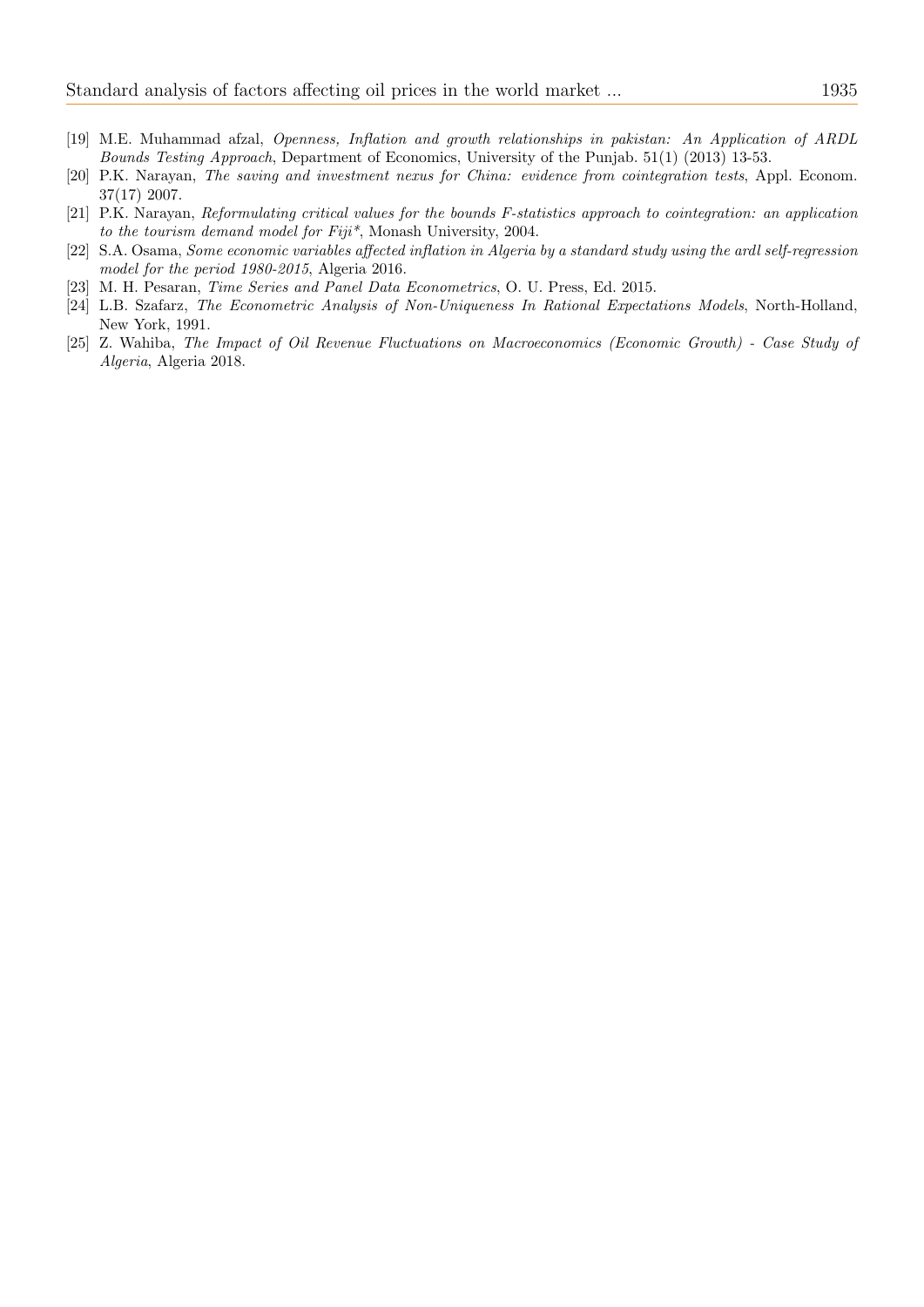[19] M.E. Muhammad afzal, *Openness, Inflation and growth relationships in pakistan: An Application of ARDL Bounds Testing Approach*, Department of Economics, University of the Punjab. 51(1) (2013) 13-53.

[20] P.K. Narayan, *The saving and investment nexus for China: evidence from cointegration tests*, Appl. Econom. 37(17) 2007.

[21] P.K. Narayan, *Reformulating critical values for the bounds F-statistics approach to cointegration: an application to the tourism demand model for Fiji**, Monash University, 2004.

[22] S.A. Osama, *Some economic variables affected inflation in Algeria by a standard study using the ardl self-regression model for the period 1980-2015*, Algeria 2016.

[23] M. H. Pesaran, *Time Series and Panel Data Econometrics*, O. U. Press, Ed. 2015.

[24] L.B. Szafarz, *The Econometric Analysis of Non-Uniqueness In Rational Expectations Models*, North-Holland, New York, 1991.

[25] Z. Wahiba, *The Impact of Oil Revenue Fluctuations on Macroeconomics (Economic Growth) - Case Study of Algeria*, Algeria 2018.